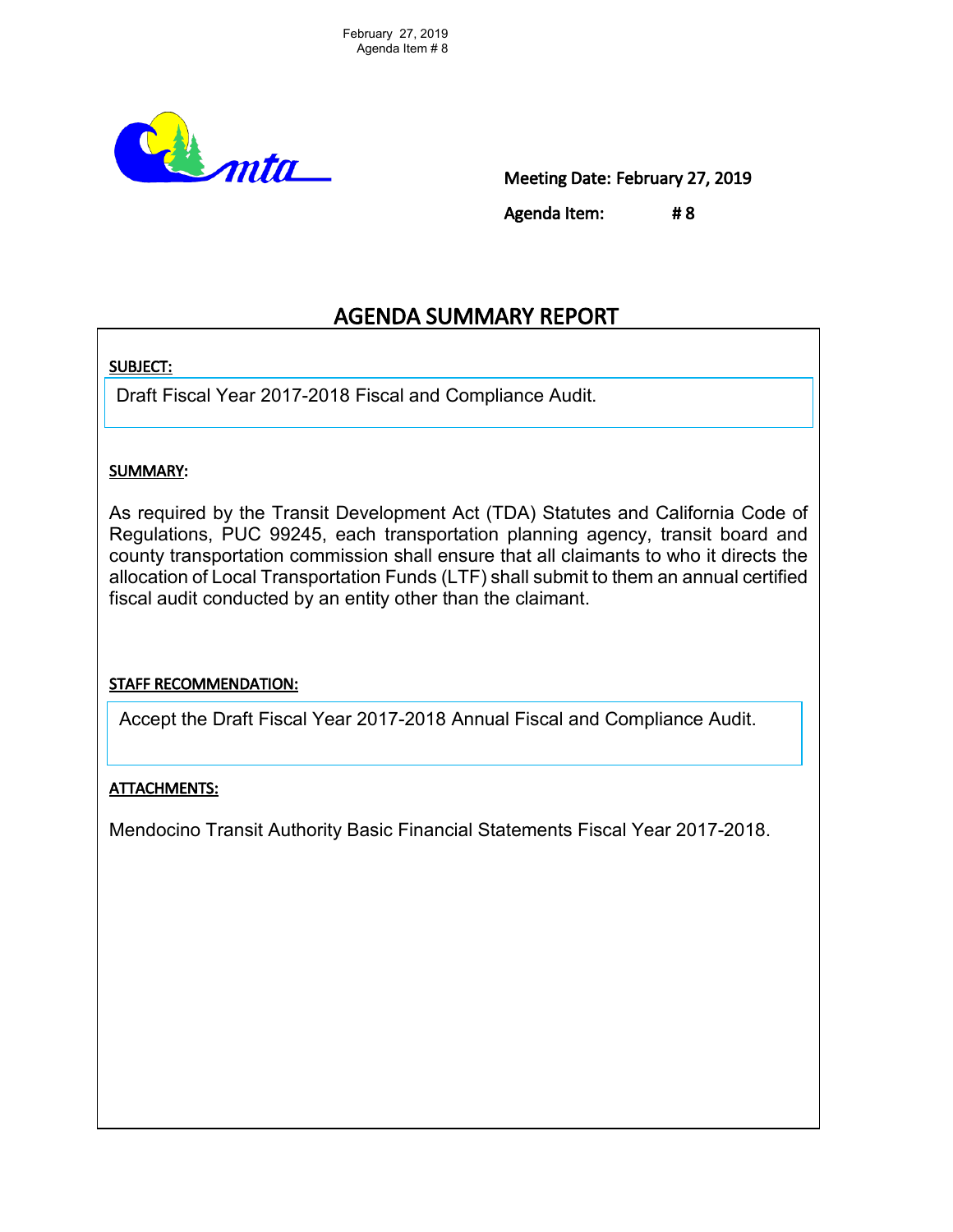February 27, 2019
Agenda Item # 8

**Meeting Date: February 27, 2019**

**Agenda Item: # 8**

# AGENDA SUMMARY REPORT

**SUBJECT:**

Draft Fiscal Year 2017-2018 Fiscal and Compliance Audit.

**SUMMARY:**

As required by the Transit Development Act (TDA) Statutes and California Code of Regulations, PUC 99245, each transportation planning agency, transit board and county transportation commission shall ensure that all claimants to who it directs the allocation of Local Transportation Funds (LTF) shall submit to them an annual certified fiscal audit conducted by an entity other than the claimant.

**STAFF RECOMMENDATION:**

Accept the Draft Fiscal Year 2017-2018 Annual Fiscal and Compliance Audit.

**ATTACHMENTS:**

Mendocino Transit Authority Basic Financial Statements Fiscal Year 2017-2018.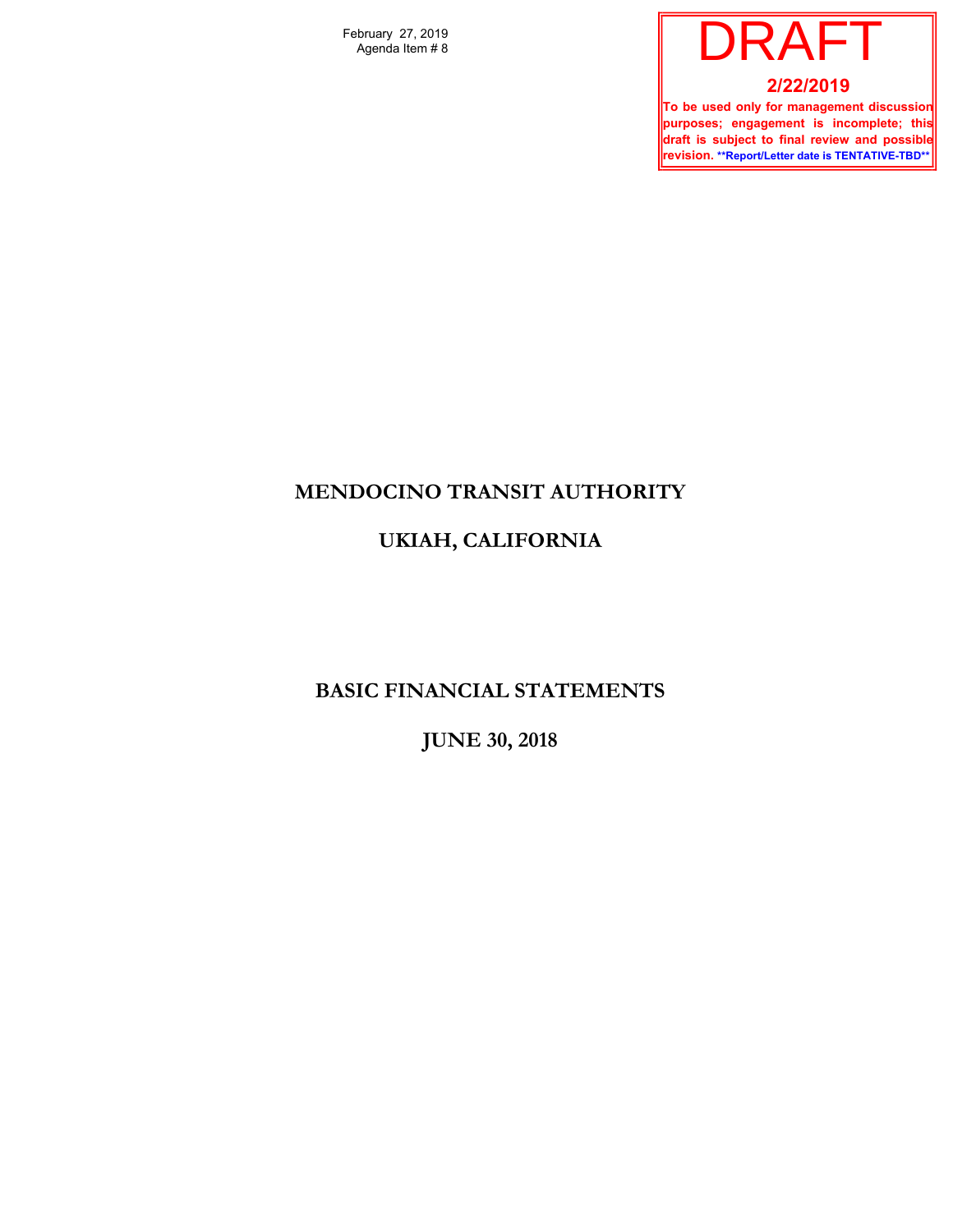February 27, 2019
Agenda Item # 8

DRAFT

2/22/2019

To be used only for management discussion purposes; engagement is incomplete; this draft is subject to final review and possible revision. **Report/Letter date is TENTATIVE-TBD**

# MENDOCINO TRANSIT AUTHORITY

# UKIAH, CALIFORNIA

# BASIC FINANCIAL STATEMENTS

# JUNE 30, 2018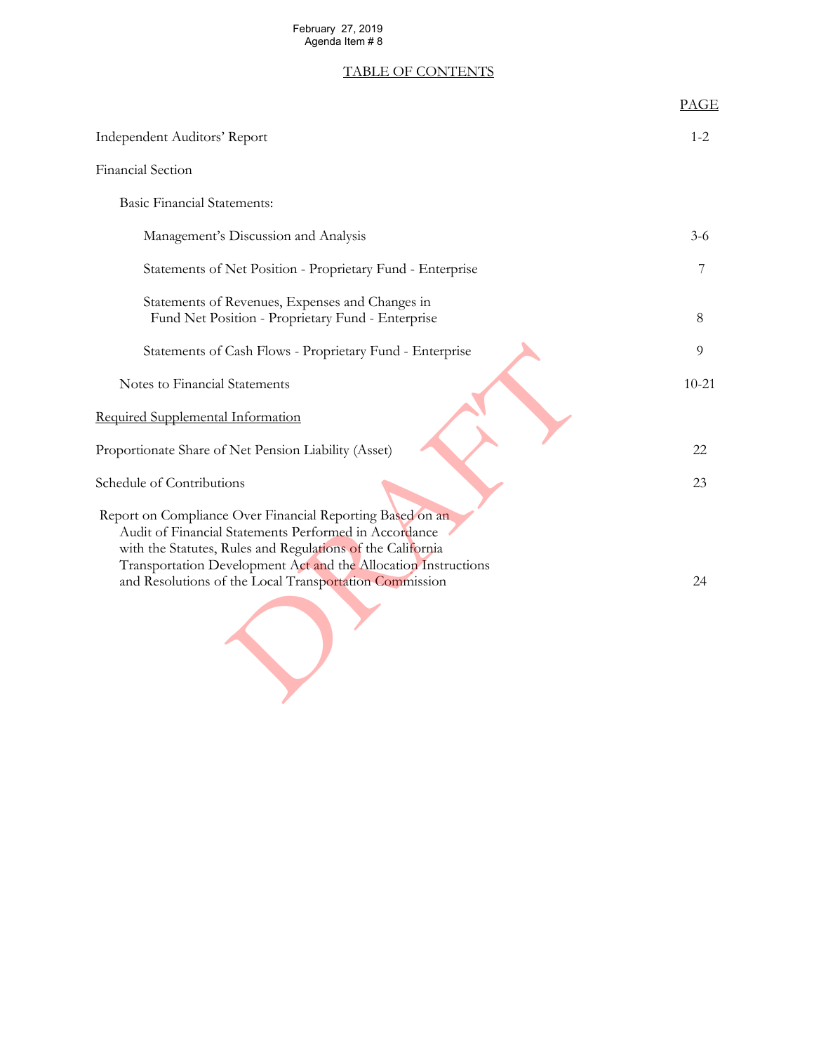February 27, 2019
Agenda Item # 8

## TABLE OF CONTENTS

| | PAGE |
|---|---|
| Independent Auditors' Report | 1-2 |
| Financial Section | |
| Basic Financial Statements: | |
| Management's Discussion and Analysis | 3-6 |
| Statements of Net Position - Proprietary Fund - Enterprise | 7 |
| Statements of Revenues, Expenses and Changes in Fund Net Position - Proprietary Fund - Enterprise | 8 |
| Statements of Cash Flows - Proprietary Fund - Enterprise | 9 |
| Notes to Financial Statements | 10-21 |
| Required Supplemental Information | |
| Proportionate Share of Net Pension Liability (Asset) | 22 |
| Schedule of Contributions | 23 |
| Report on Compliance Over Financial Reporting Based on an Audit of Financial Statements Performed in Accordance with the Statutes, Rules and Regulations of the California Transportation Development Act and the Allocation Instructions and Resolutions of the Local Transportation Commission | 24 |

DRAFT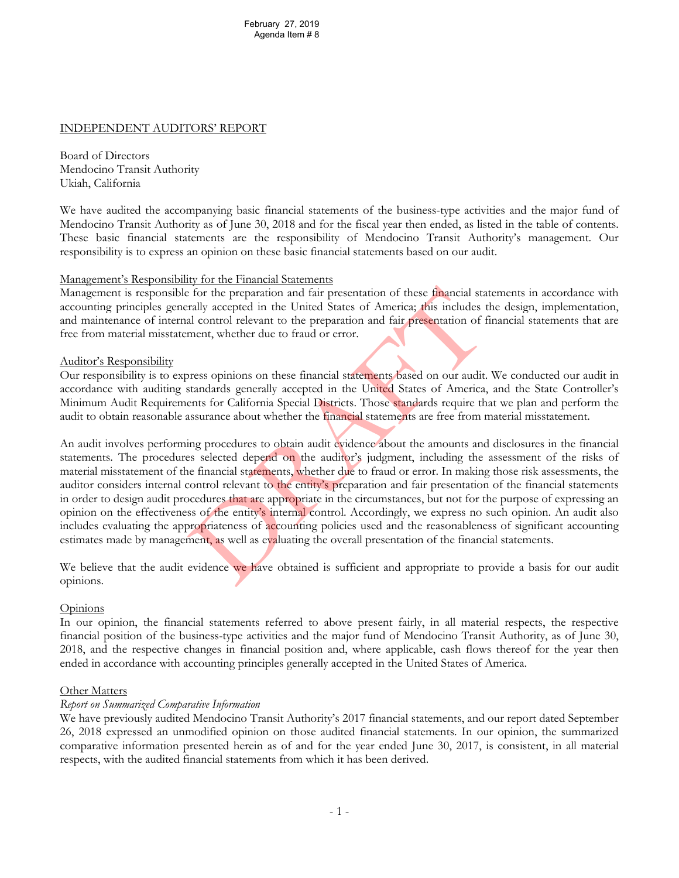February 27, 2019
Agenda Item # 8

## INDEPENDENT AUDITORS' REPORT

Board of Directors
Mendocino Transit Authority
Ukiah, California

We have audited the accompanying basic financial statements of the business-type activities and the major fund of Mendocino Transit Authority as of June 30, 2018 and for the fiscal year then ended, as listed in the table of contents. These basic financial statements are the responsibility of Mendocino Transit Authority's management. Our responsibility is to express an opinion on these basic financial statements based on our audit.

### Management's Responsibility for the Financial Statements

Management is responsible for the preparation and fair presentation of these financial statements in accordance with accounting principles generally accepted in the United States of America; this includes the design, implementation, and maintenance of internal control relevant to the preparation and fair presentation of financial statements that are free from material misstatement, whether due to fraud or error.

### Auditor's Responsibility

Our responsibility is to express opinions on these financial statements based on our audit. We conducted our audit in accordance with auditing standards generally accepted in the United States of America, and the State Controller's Minimum Audit Requirements for California Special Districts. Those standards require that we plan and perform the audit to obtain reasonable assurance about whether the financial statements are free from material misstatement.

An audit involves performing procedures to obtain audit evidence about the amounts and disclosures in the financial statements. The procedures selected depend on the auditor's judgment, including the assessment of the risks of material misstatement of the financial statements, whether due to fraud or error. In making those risk assessments, the auditor considers internal control relevant to the entity's preparation and fair presentation of the financial statements in order to design audit procedures that are appropriate in the circumstances, but not for the purpose of expressing an opinion on the effectiveness of the entity's internal control. Accordingly, we express no such opinion. An audit also includes evaluating the appropriateness of accounting policies used and the reasonableness of significant accounting estimates made by management, as well as evaluating the overall presentation of the financial statements.

We believe that the audit evidence we have obtained is sufficient and appropriate to provide a basis for our audit opinions.

### Opinions

In our opinion, the financial statements referred to above present fairly, in all material respects, the respective financial position of the business-type activities and the major fund of Mendocino Transit Authority, as of June 30, 2018, and the respective changes in financial position and, where applicable, cash flows thereof for the year then ended in accordance with accounting principles generally accepted in the United States of America.

### Other Matters

*Report on Summarized Comparative Information*

We have previously audited Mendocino Transit Authority's 2017 financial statements, and our report dated September 26, 2018 expressed an unmodified opinion on those audited financial statements. In our opinion, the summarized comparative information presented herein as of and for the year ended June 30, 2017, is consistent, in all material respects, with the audited financial statements from which it has been derived.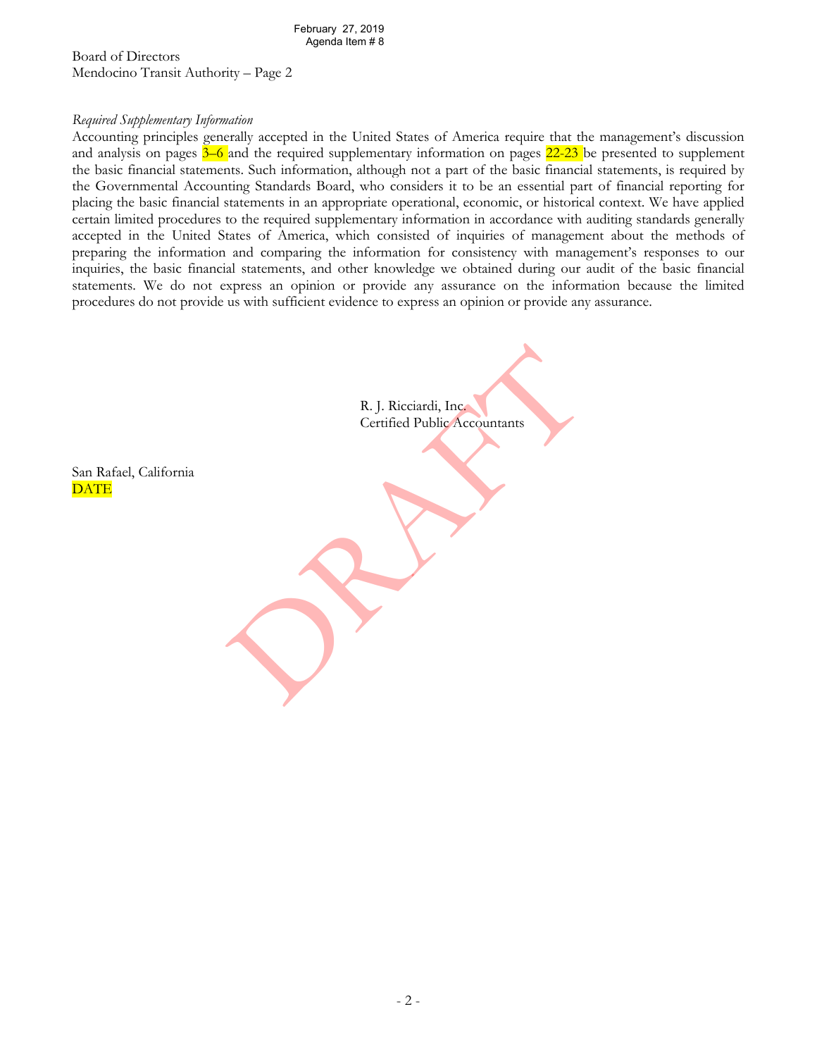Board of Directors
Mendocino Transit Authority – Page 2

*Required Supplementary Information*

Accounting principles generally accepted in the United States of America require that the management's discussion and analysis on pages 3–6 and the required supplementary information on pages 22-23 be presented to supplement the basic financial statements. Such information, although not a part of the basic financial statements, is required by the Governmental Accounting Standards Board, who considers it to be an essential part of financial reporting for placing the basic financial statements in an appropriate operational, economic, or historical context. We have applied certain limited procedures to the required supplementary information in accordance with auditing standards generally accepted in the United States of America, which consisted of inquiries of management about the methods of preparing the information and comparing the information for consistency with management's responses to our inquiries, the basic financial statements, and other knowledge we obtained during our audit of the basic financial statements. We do not express an opinion or provide any assurance on the information because the limited procedures do not provide us with sufficient evidence to express an opinion or provide any assurance.

R. J. Ricciardi, Inc.
Certified Public Accountants

San Rafael, California
DATE

DRAFT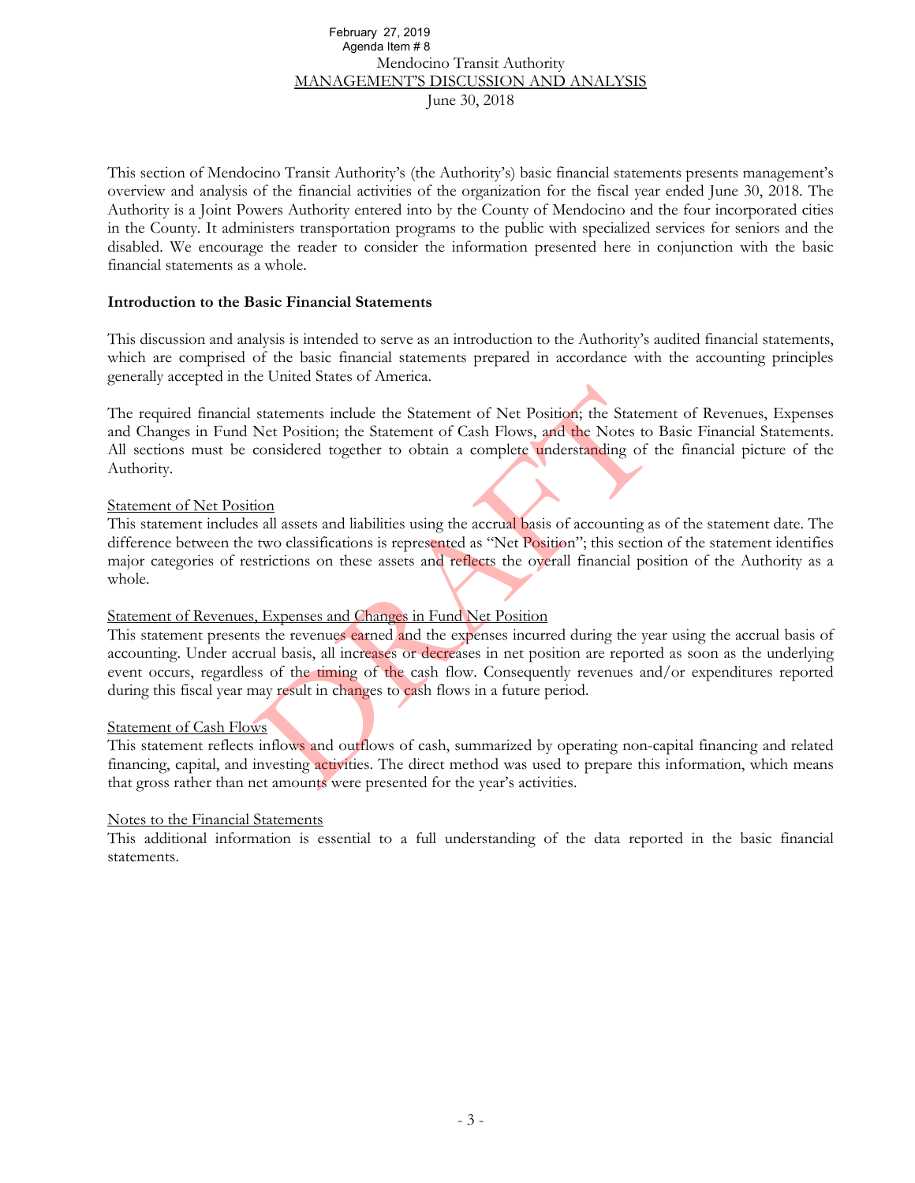February 27, 2019
Agenda Item # 8

Mendocino Transit Authority
MANAGEMENT'S DISCUSSION AND ANALYSIS
June 30, 2018

This section of Mendocino Transit Authority's (the Authority's) basic financial statements presents management's overview and analysis of the financial activities of the organization for the fiscal year ended June 30, 2018. The Authority is a Joint Powers Authority entered into by the County of Mendocino and the four incorporated cities in the County. It administers transportation programs to the public with specialized services for seniors and the disabled. We encourage the reader to consider the information presented here in conjunction with the basic financial statements as a whole.

**Introduction to the Basic Financial Statements**

This discussion and analysis is intended to serve as an introduction to the Authority's audited financial statements, which are comprised of the basic financial statements prepared in accordance with the accounting principles generally accepted in the United States of America.

The required financial statements include the Statement of Net Position; the Statement of Revenues, Expenses and Changes in Fund Net Position; the Statement of Cash Flows, and the Notes to Basic Financial Statements. All sections must be considered together to obtain a complete understanding of the financial picture of the Authority.

Statement of Net Position
This statement includes all assets and liabilities using the accrual basis of accounting as of the statement date. The difference between the two classifications is represented as "Net Position"; this section of the statement identifies major categories of restrictions on these assets and reflects the overall financial position of the Authority as a whole.

Statement of Revenues, Expenses and Changes in Fund Net Position
This statement presents the revenues earned and the expenses incurred during the year using the accrual basis of accounting. Under accrual basis, all increases or decreases in net position are reported as soon as the underlying event occurs, regardless of the timing of the cash flow. Consequently revenues and/or expenditures reported during this fiscal year may result in changes to cash flows in a future period.

Statement of Cash Flows
This statement reflects inflows and outflows of cash, summarized by operating non-capital financing and related financing, capital, and investing activities. The direct method was used to prepare this information, which means that gross rather than net amounts were presented for the year's activities.

Notes to the Financial Statements
This additional information is essential to a full understanding of the data reported in the basic financial statements.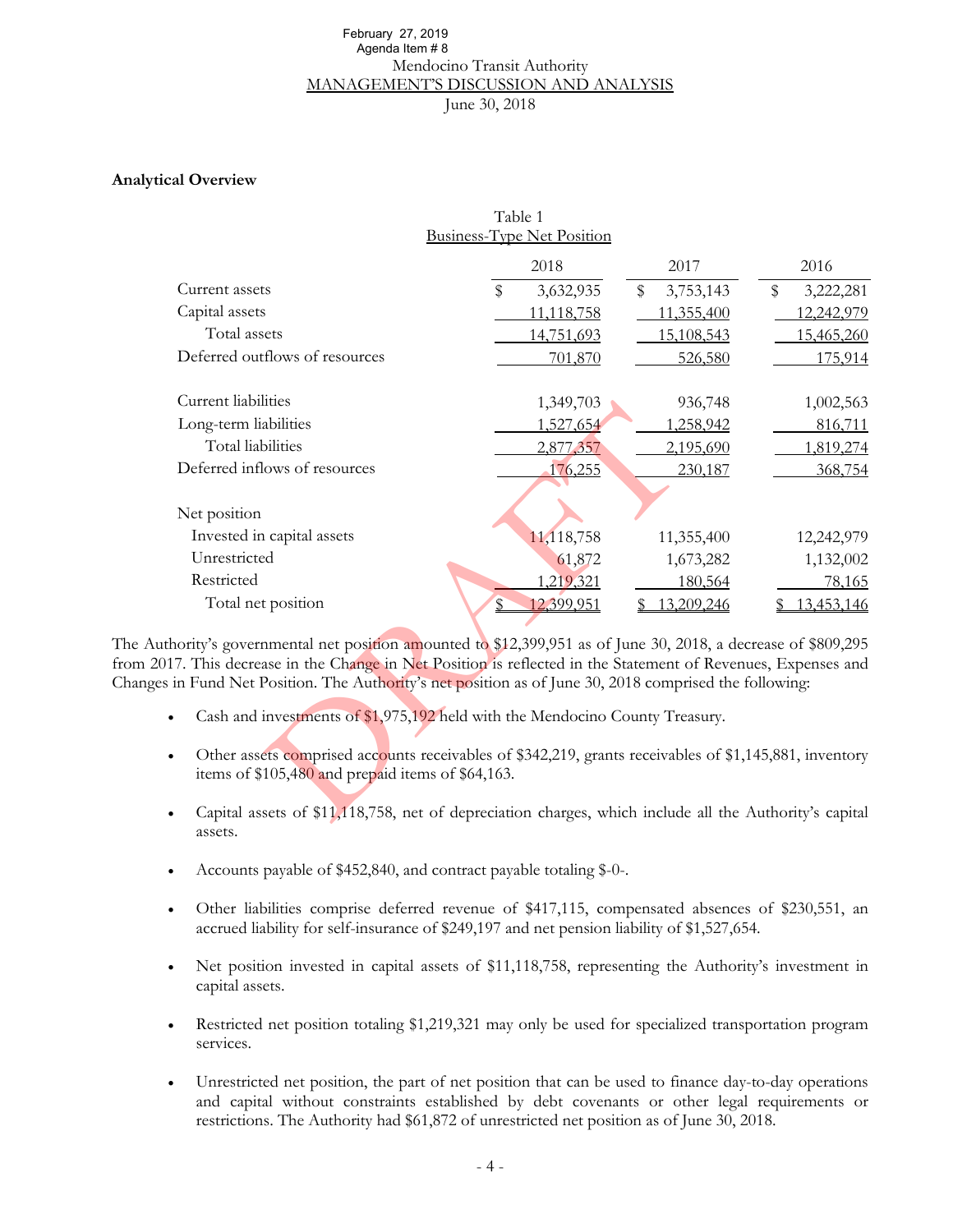February 27, 2019
Agenda Item # 8

Mendocino Transit Authority
MANAGEMENT'S DISCUSSION AND ANALYSIS
June 30, 2018

**Analytical Overview**

Table 1
Business-Type Net Position

| | 2018 | 2017 | 2016 |
|---|---|---|---|
| Current assets | $ 3,632,935 | $ 3,753,143 | $ 3,222,281 |
| Capital assets | 11,118,758 | 11,355,400 | 12,242,979 |
| Total assets | 14,751,693 | 15,108,543 | 15,465,260 |
| Deferred outflows of resources | 701,870 | 526,580 | 175,914 |
| | | | |
| Current liabilities | 1,349,703 | 936,748 | 1,002,563 |
| Long-term liabilities | 1,527,654 | 1,258,942 | 816,711 |
| Total liabilities | 2,877,357 | 2,195,690 | 1,819,274 |
| Deferred inflows of resources | 176,255 | 230,187 | 368,754 |
| | | | |
| Net position | | | |
| Invested in capital assets | 11,118,758 | 11,355,400 | 12,242,979 |
| Unrestricted | 61,872 | 1,673,282 | 1,132,002 |
| Restricted | 1,219,321 | 180,564 | 78,165 |
| Total net position | $ 12,399,951 | $ 13,209,246 | $ 13,453,146 |

The Authority's governmental net position amounted to $12,399,951 as of June 30, 2018, a decrease of $809,295 from 2017. This decrease in the Change in Net Position is reflected in the Statement of Revenues, Expenses and Changes in Fund Net Position. The Authority's net position as of June 30, 2018 comprised the following:

- Cash and investments of $1,975,192 held with the Mendocino County Treasury.
- Other assets comprised accounts receivables of $342,219, grants receivables of $1,145,881, inventory items of $105,480 and prepaid items of $64,163.
- Capital assets of $11,118,758, net of depreciation charges, which include all the Authority's capital assets.
- Accounts payable of $452,840, and contract payable totaling $-0-.
- Other liabilities comprise deferred revenue of $417,115, compensated absences of $230,551, an accrued liability for self-insurance of $249,197 and net pension liability of $1,527,654.
- Net position invested in capital assets of $11,118,758, representing the Authority's investment in capital assets.
- Restricted net position totaling $1,219,321 may only be used for specialized transportation program services.
- Unrestricted net position, the part of net position that can be used to finance day-to-day operations and capital without constraints established by debt covenants or other legal requirements or restrictions. The Authority had $61,872 of unrestricted net position as of June 30, 2018.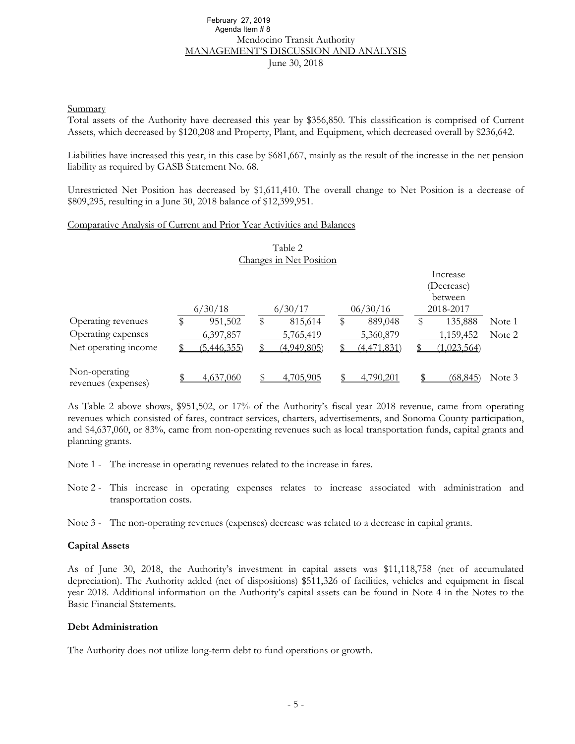Mendocino Transit Authority
MANAGEMENT'S DISCUSSION AND ANALYSIS
June 30, 2018

Summary

Total assets of the Authority have decreased this year by $356,850. This classification is comprised of Current Assets, which decreased by $120,208 and Property, Plant, and Equipment, which decreased overall by $236,642.

Liabilities have increased this year, in this case by $681,667, mainly as the result of the increase in the net pension liability as required by GASB Statement No. 68.

Unrestricted Net Position has decreased by $1,611,410. The overall change to Net Position is a decrease of $809,295, resulting in a June 30, 2018 balance of $12,399,951.

Comparative Analysis of Current and Prior Year Activities and Balances

Table 2
Changes in Net Position

| | 6/30/18 | 6/30/17 | 06/30/16 | Increase (Decrease) between 2018-2017 | |
|---|---|---|---|---|---|
| Operating revenues | $ 951,502 | $ 815,614 | $ 889,048 | $ 135,888 | Note 1 |
| Operating expenses | 6,397,857 | 5,765,419 | 5,360,879 | 1,159,452 | Note 2 |
| Net operating income | $ (5,446,355) | $ (4,949,805) | $ (4,471,831) | $ (1,023,564) | |
| Non-operating revenues (expenses) | $ 4,637,060 | $ 4,705,905 | $ 4,790,201 | $ (68,845) | Note 3 |

As Table 2 above shows, $951,502, or 17% of the Authority's fiscal year 2018 revenue, came from operating revenues which consisted of fares, contract services, charters, advertisements, and Sonoma County participation, and $4,637,060, or 83%, came from non-operating revenues such as local transportation funds, capital grants and planning grants.

Note 1 - The increase in operating revenues related to the increase in fares.

Note 2 - This increase in operating expenses relates to increase associated with administration and transportation costs.

Note 3 - The non-operating revenues (expenses) decrease was related to a decrease in capital grants.

**Capital Assets**

As of June 30, 2018, the Authority's investment in capital assets was $11,118,758 (net of accumulated depreciation). The Authority added (net of dispositions) $511,326 of facilities, vehicles and equipment in fiscal year 2018. Additional information on the Authority's capital assets can be found in Note 4 in the Notes to the Basic Financial Statements.

**Debt Administration**

The Authority does not utilize long-term debt to fund operations or growth.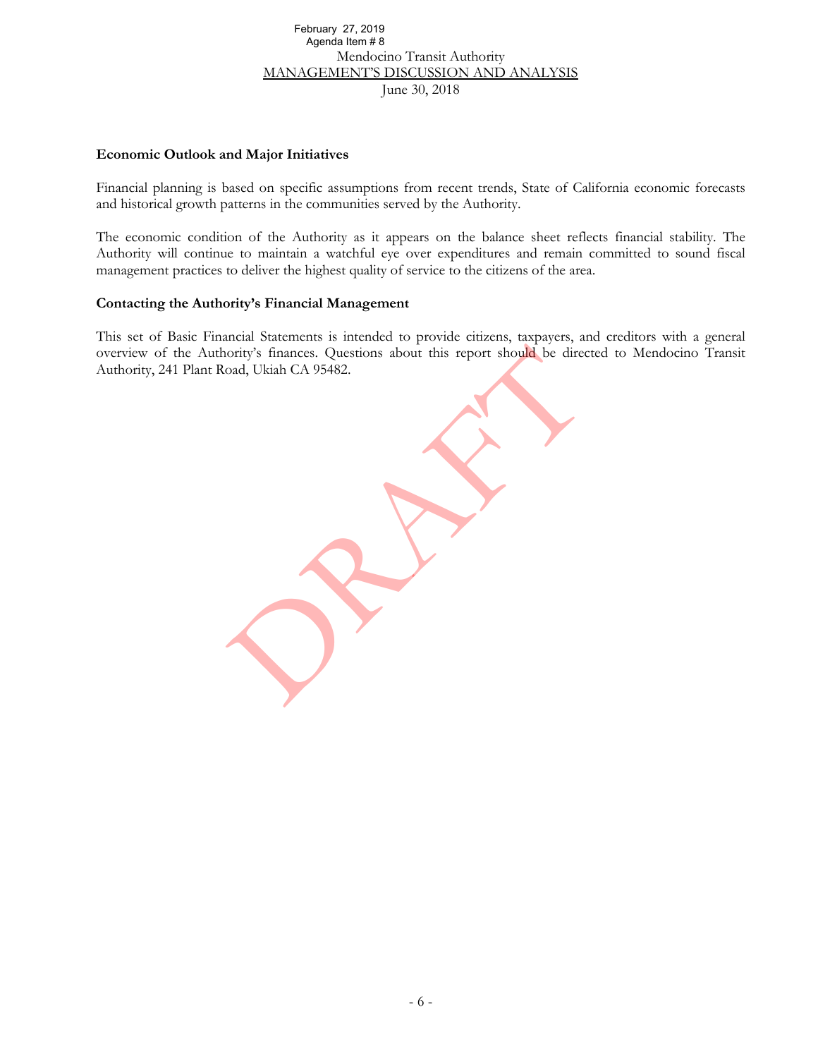## Economic Outlook and Major Initiatives

Financial planning is based on specific assumptions from recent trends, State of California economic forecasts and historical growth patterns in the communities served by the Authority.

The economic condition of the Authority as it appears on the balance sheet reflects financial stability. The Authority will continue to maintain a watchful eye over expenditures and remain committed to sound fiscal management practices to deliver the highest quality of service to the citizens of the area.

## Contacting the Authority's Financial Management

This set of Basic Financial Statements is intended to provide citizens, taxpayers, and creditors with a general overview of the Authority's finances. Questions about this report should be directed to Mendocino Transit Authority, 241 Plant Road, Ukiah CA 95482.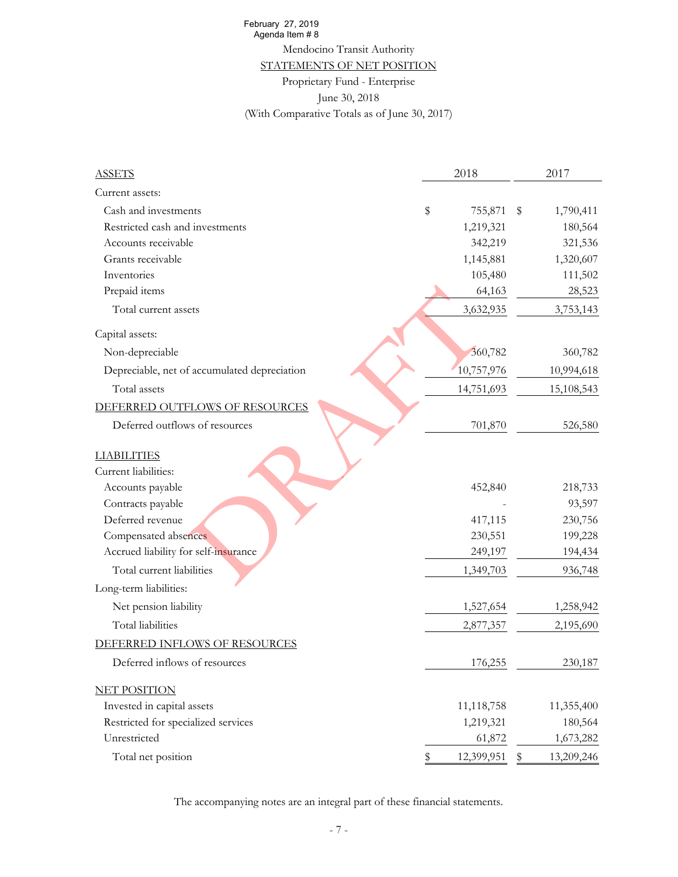February 27, 2019
Agenda Item # 8

# Mendocino Transit Authority

## STATEMENTS OF NET POSITION

Proprietary Fund - Enterprise

June 30, 2018

(With Comparative Totals as of June 30, 2017)

| ASSETS | 2018 | 2017 |
|---|---|---|
| Current assets: | | |
| Cash and investments | $ 755,871 | $ 1,790,411 |
| Restricted cash and investments | 1,219,321 | 180,564 |
| Accounts receivable | 342,219 | 321,536 |
| Grants receivable | 1,145,881 | 1,320,607 |
| Inventories | 105,480 | 111,502 |
| Prepaid items | 64,163 | 28,523 |
| Total current assets | 3,632,935 | 3,753,143 |
| Capital assets: | | |
| Non-depreciable | 360,782 | 360,782 |
| Depreciable, net of accumulated depreciation | 10,757,976 | 10,994,618 |
| Total assets | 14,751,693 | 15,108,543 |
| DEFERRED OUTFLOWS OF RESOURCES | | |
| Deferred outflows of resources | 701,870 | 526,580 |
| LIABILITIES | | |
| Current liabilities: | | |
| Accounts payable | 452,840 | 218,733 |
| Contracts payable | - | 93,597 |
| Deferred revenue | 417,115 | 230,756 |
| Compensated absences | 230,551 | 199,228 |
| Accrued liability for self-insurance | 249,197 | 194,434 |
| Total current liabilities | 1,349,703 | 936,748 |
| Long-term liabilities: | | |
| Net pension liability | 1,527,654 | 1,258,942 |
| Total liabilities | 2,877,357 | 2,195,690 |
| DEFERRED INFLOWS OF RESOURCES | | |
| Deferred inflows of resources | 176,255 | 230,187 |
| NET POSITION | | |
| Invested in capital assets | 11,118,758 | 11,355,400 |
| Restricted for specialized services | 1,219,321 | 180,564 |
| Unrestricted | 61,872 | 1,673,282 |
| Total net position | $ 12,399,951 | $ 13,209,246 |

The accompanying notes are an integral part of these financial statements.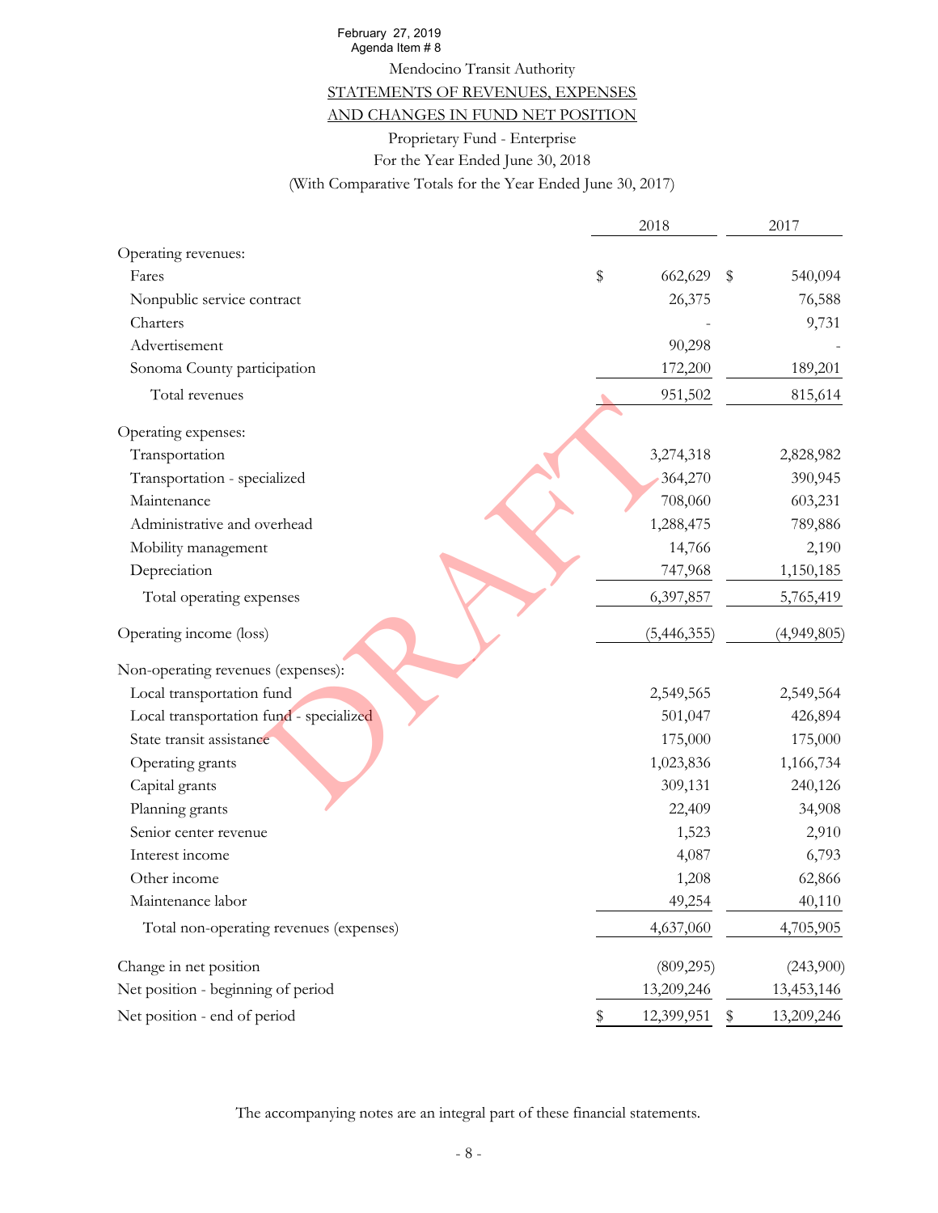February 27, 2019
Agenda Item # 8

Mendocino Transit Authority

STATEMENTS OF REVENUES, EXPENSES AND CHANGES IN FUND NET POSITION

Proprietary Fund - Enterprise

For the Year Ended June 30, 2018

(With Comparative Totals for the Year Ended June 30, 2017)

| | 2018 | 2017 |
|---|---|---|
| **Operating revenues:** | | |
| Fares | $ 662,629 | $ 540,094 |
| Nonpublic service contract | 26,375 | 76,588 |
| Charters | - | 9,731 |
| Advertisement | 90,298 | - |
| Sonoma County participation | 172,200 | 189,201 |
| Total revenues | 951,502 | 815,614 |
| **Operating expenses:** | | |
| Transportation | 3,274,318 | 2,828,982 |
| Transportation - specialized | 364,270 | 390,945 |
| Maintenance | 708,060 | 603,231 |
| Administrative and overhead | 1,288,475 | 789,886 |
| Mobility management | 14,766 | 2,190 |
| Depreciation | 747,968 | 1,150,185 |
| Total operating expenses | 6,397,857 | 5,765,419 |
| Operating income (loss) | (5,446,355) | (4,949,805) |
| **Non-operating revenues (expenses):** | | |
| Local transportation fund | 2,549,565 | 2,549,564 |
| Local transportation fund - specialized | 501,047 | 426,894 |
| State transit assistance | 175,000 | 175,000 |
| Operating grants | 1,023,836 | 1,166,734 |
| Capital grants | 309,131 | 240,126 |
| Planning grants | 22,409 | 34,908 |
| Senior center revenue | 1,523 | 2,910 |
| Interest income | 4,087 | 6,793 |
| Other income | 1,208 | 62,866 |
| Maintenance labor | 49,254 | 40,110 |
| Total non-operating revenues (expenses) | 4,637,060 | 4,705,905 |
| Change in net position | (809,295) | (243,900) |
| Net position - beginning of period | 13,209,246 | 13,453,146 |
| Net position - end of period | $ 12,399,951 | $ 13,209,246 |

The accompanying notes are an integral part of these financial statements.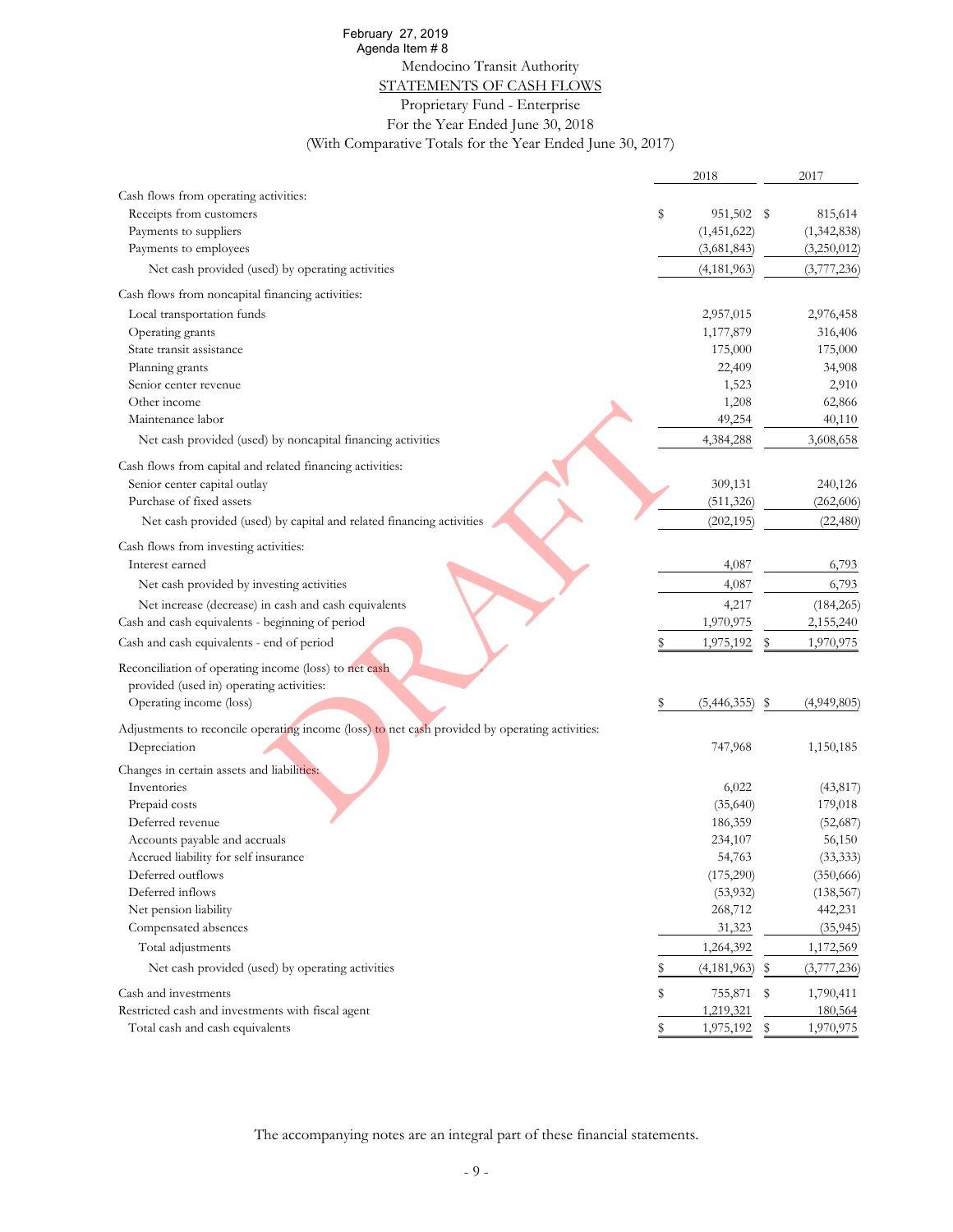February 27, 2019
Agenda Item # 8

Mendocino Transit Authority

## STATEMENTS OF CASH FLOWS

Proprietary Fund - Enterprise

For the Year Ended June 30, 2018

(With Comparative Totals for the Year Ended June 30, 2017)

| | 2018 | 2017 |
|---|---|---|
| Cash flows from operating activities: | | |
| Receipts from customers | $ 951,502 | $ 815,614 |
| Payments to suppliers | (1,451,622) | (1,342,838) |
| Payments to employees | (3,681,843) | (3,250,012) |
| Net cash provided (used) by operating activities | (4,181,963) | (3,777,236) |
| Cash flows from noncapital financing activities: | | |
| Local transportation funds | 2,957,015 | 2,976,458 |
| Operating grants | 1,177,879 | 316,406 |
| State transit assistance | 175,000 | 175,000 |
| Planning grants | 22,409 | 34,908 |
| Senior center revenue | 1,523 | 2,910 |
| Other income | 1,208 | 62,866 |
| Maintenance labor | 49,254 | 40,110 |
| Net cash provided (used) by noncapital financing activities | 4,384,288 | 3,608,658 |
| Cash flows from capital and related financing activities: | | |
| Senior center capital outlay | 309,131 | 240,126 |
| Purchase of fixed assets | (511,326) | (262,606) |
| Net cash provided (used) by capital and related financing activities | (202,195) | (22,480) |
| Cash flows from investing activities: | | |
| Interest earned | 4,087 | 6,793 |
| Net cash provided by investing activities | 4,087 | 6,793 |
| Net increase (decrease) in cash and cash equivalents | 4,217 | (184,265) |
| Cash and cash equivalents - beginning of period | 1,970,975 | 2,155,240 |
| Cash and cash equivalents - end of period | $ 1,975,192 | $ 1,970,975 |
| Reconciliation of operating income (loss) to net cash provided (used in) operating activities: | | |
| Operating income (loss) | $ (5,446,355) | $ (4,949,805) |
| Adjustments to reconcile operating income (loss) to net cash provided by operating activities: | | |
| Depreciation | 747,968 | 1,150,185 |
| Changes in certain assets and liabilities: | | |
| Inventories | 6,022 | (43,817) |
| Prepaid costs | (35,640) | 179,018 |
| Deferred revenue | 186,359 | (52,687) |
| Accounts payable and accruals | 234,107 | 56,150 |
| Accrued liability for self insurance | 54,763 | (33,333) |
| Deferred outflows | (175,290) | (350,666) |
| Deferred inflows | (53,932) | (138,567) |
| Net pension liability | 268,712 | 442,231 |
| Compensated absences | 31,323 | (35,945) |
| Total adjustments | 1,264,392 | 1,172,569 |
| Net cash provided (used) by operating activities | $ (4,181,963) | $ (3,777,236) |
| Cash and investments | $ 755,871 | $ 1,790,411 |
| Restricted cash and investments with fiscal agent | 1,219,321 | 180,564 |
| Total cash and cash equivalents | $ 1,975,192 | $ 1,970,975 |

The accompanying notes are an integral part of these financial statements.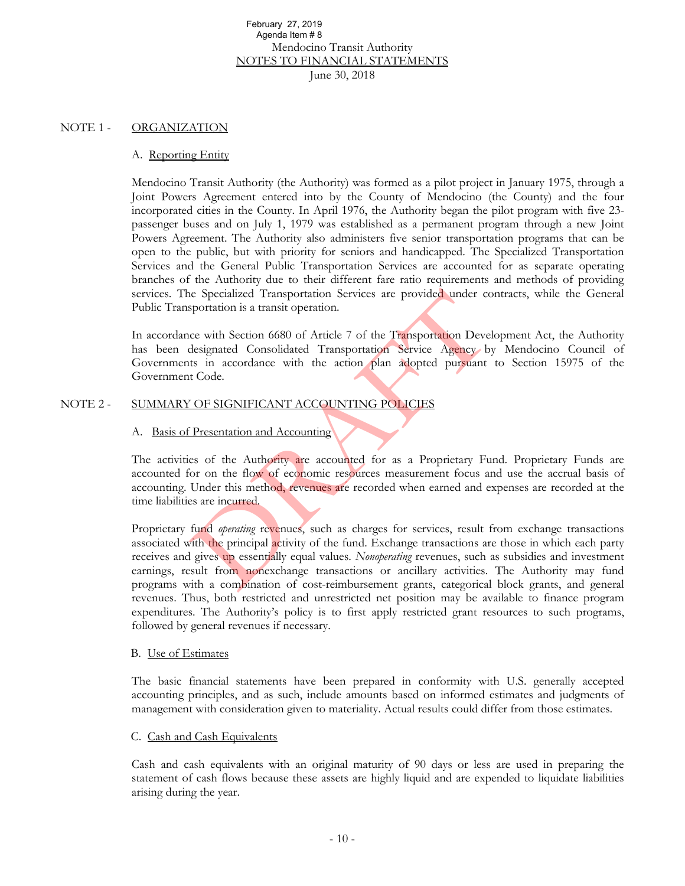# Mendocino Transit Authority
## NOTES TO FINANCIAL STATEMENTS
June 30, 2018

## NOTE 1 - ORGANIZATION

### A. Reporting Entity

Mendocino Transit Authority (the Authority) was formed as a pilot project in January 1975, through a Joint Powers Agreement entered into by the County of Mendocino (the County) and the four incorporated cities in the County. In April 1976, the Authority began the pilot program with five 23-passenger buses and on July 1, 1979 was established as a permanent program through a new Joint Powers Agreement. The Authority also administers five senior transportation programs that can be open to the public, but with priority for seniors and handicapped. The Specialized Transportation Services and the General Public Transportation Services are accounted for as separate operating branches of the Authority due to their different fare ratio requirements and methods of providing services. The Specialized Transportation Services are provided under contracts, while the General Public Transportation is a transit operation.

In accordance with Section 6680 of Article 7 of the Transportation Development Act, the Authority has been designated Consolidated Transportation Service Agency by Mendocino Council of Governments in accordance with the action plan adopted pursuant to Section 15975 of the Government Code.

## NOTE 2 - SUMMARY OF SIGNIFICANT ACCOUNTING POLICIES

### A. Basis of Presentation and Accounting

The activities of the Authority are accounted for as a Proprietary Fund. Proprietary Funds are accounted for on the flow of economic resources measurement focus and use the accrual basis of accounting. Under this method, revenues are recorded when earned and expenses are recorded at the time liabilities are incurred.

Proprietary fund *operating* revenues, such as charges for services, result from exchange transactions associated with the principal activity of the fund. Exchange transactions are those in which each party receives and gives up essentially equal values. *Nonoperating* revenues, such as subsidies and investment earnings, result from nonexchange transactions or ancillary activities. The Authority may fund programs with a combination of cost-reimbursement grants, categorical block grants, and general revenues. Thus, both restricted and unrestricted net position may be available to finance program expenditures. The Authority's policy is to first apply restricted grant resources to such programs, followed by general revenues if necessary.

### B. Use of Estimates

The basic financial statements have been prepared in conformity with U.S. generally accepted accounting principles, and as such, include amounts based on informed estimates and judgments of management with consideration given to materiality. Actual results could differ from those estimates.

### C. Cash and Cash Equivalents

Cash and cash equivalents with an original maturity of 90 days or less are used in preparing the statement of cash flows because these assets are highly liquid and are expended to liquidate liabilities arising during the year.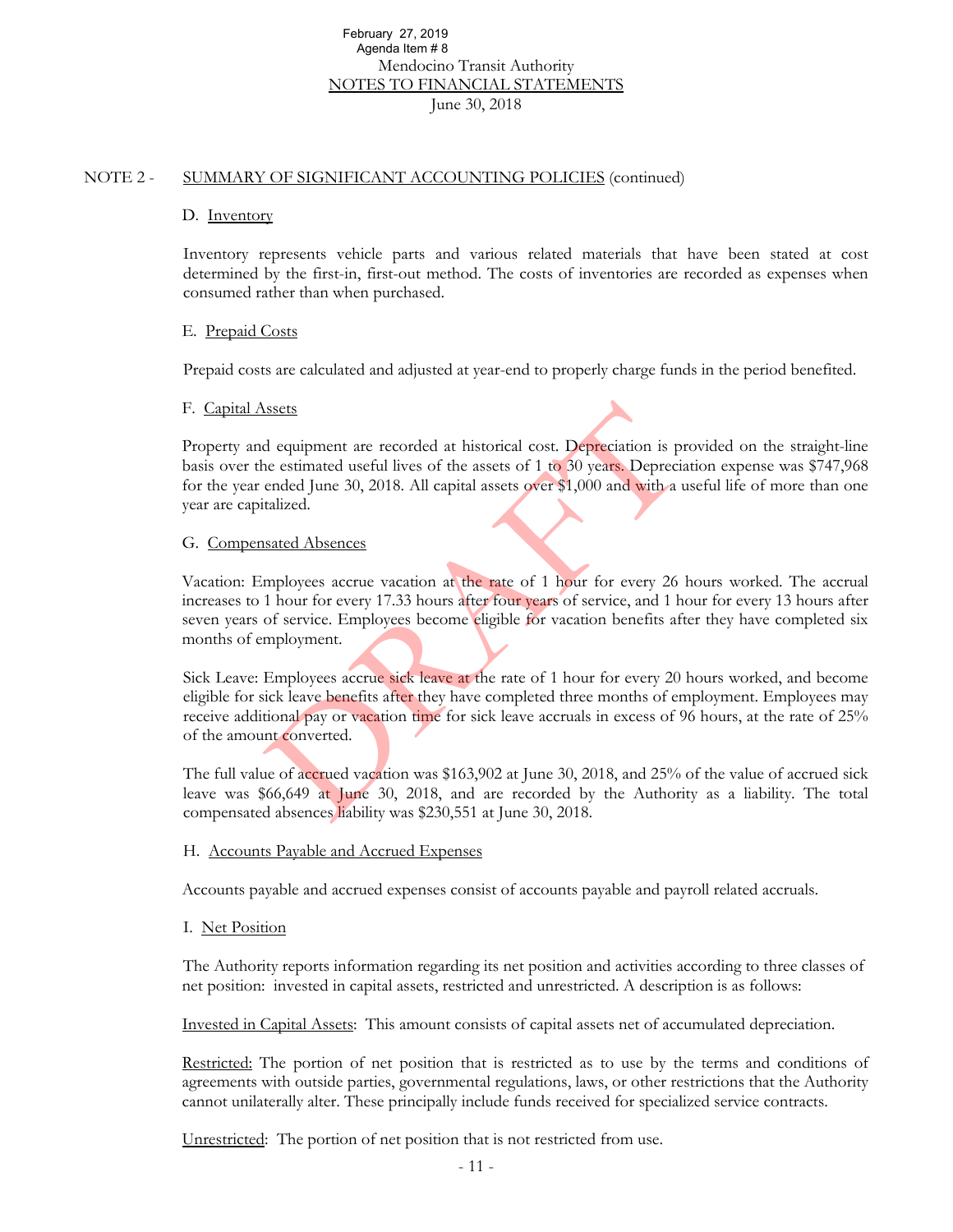Mendocino Transit Authority
NOTES TO FINANCIAL STATEMENTS
June 30, 2018

## NOTE 2 - SUMMARY OF SIGNIFICANT ACCOUNTING POLICIES (continued)

### D. Inventory

Inventory represents vehicle parts and various related materials that have been stated at cost determined by the first-in, first-out method. The costs of inventories are recorded as expenses when consumed rather than when purchased.

### E. Prepaid Costs

Prepaid costs are calculated and adjusted at year-end to properly charge funds in the period benefited.

### F. Capital Assets

Property and equipment are recorded at historical cost. Depreciation is provided on the straight-line basis over the estimated useful lives of the assets of 1 to 30 years. Depreciation expense was $747,968 for the year ended June 30, 2018. All capital assets over $1,000 and with a useful life of more than one year are capitalized.

### G. Compensated Absences

Vacation: Employees accrue vacation at the rate of 1 hour for every 26 hours worked. The accrual increases to 1 hour for every 17.33 hours after four years of service, and 1 hour for every 13 hours after seven years of service. Employees become eligible for vacation benefits after they have completed six months of employment.

Sick Leave: Employees accrue sick leave at the rate of 1 hour for every 20 hours worked, and become eligible for sick leave benefits after they have completed three months of employment. Employees may receive additional pay or vacation time for sick leave accruals in excess of 96 hours, at the rate of 25% of the amount converted.

The full value of accrued vacation was $163,902 at June 30, 2018, and 25% of the value of accrued sick leave was $66,649 at June 30, 2018, and are recorded by the Authority as a liability. The total compensated absences liability was $230,551 at June 30, 2018.

### H. Accounts Payable and Accrued Expenses

Accounts payable and accrued expenses consist of accounts payable and payroll related accruals.

### I. Net Position

The Authority reports information regarding its net position and activities according to three classes of net position: invested in capital assets, restricted and unrestricted. A description is as follows:

Invested in Capital Assets: This amount consists of capital assets net of accumulated depreciation.

Restricted: The portion of net position that is restricted as to use by the terms and conditions of agreements with outside parties, governmental regulations, laws, or other restrictions that the Authority cannot unilaterally alter. These principally include funds received for specialized service contracts.

Unrestricted: The portion of net position that is not restricted from use.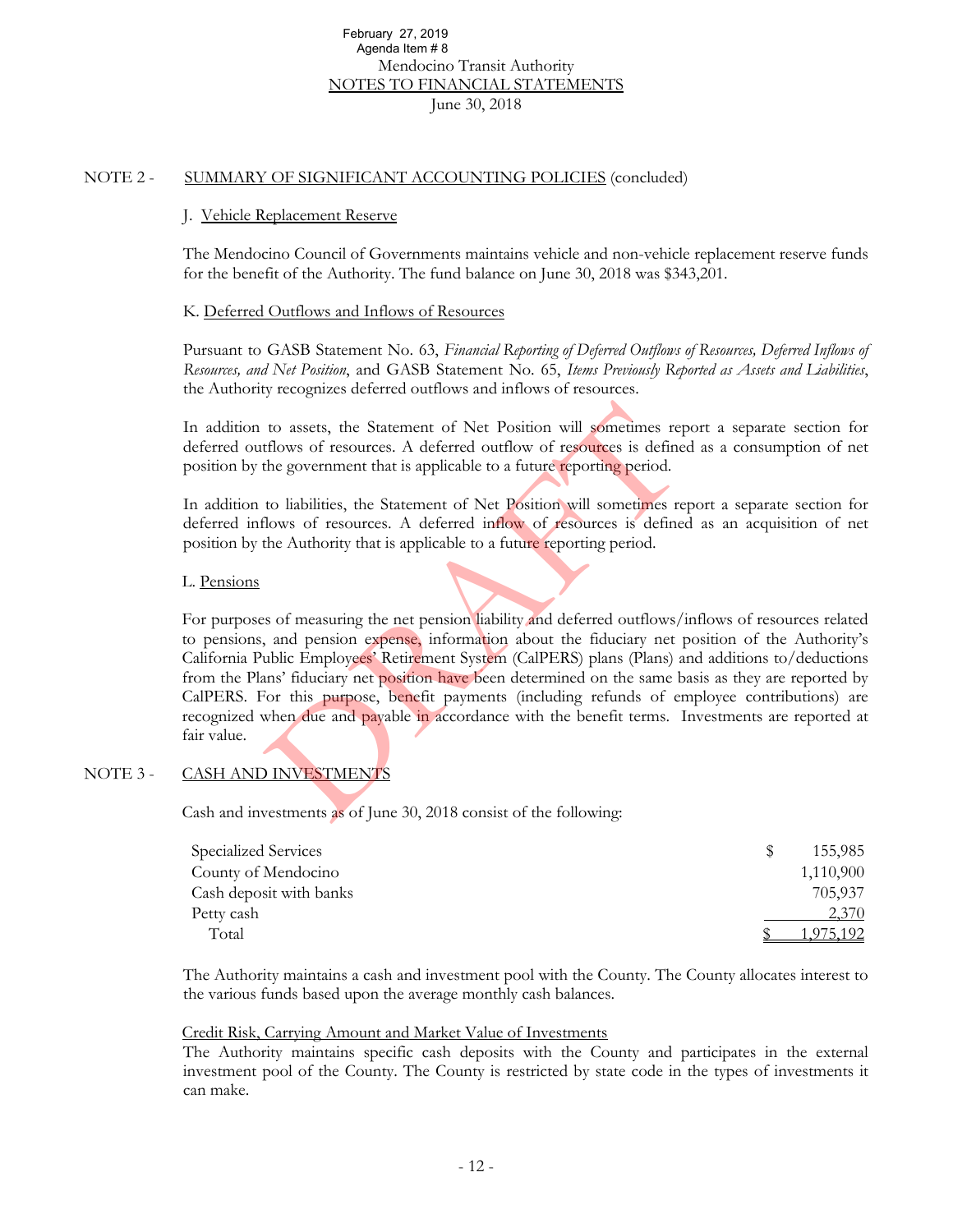Mendocino Transit Authority
NOTES TO FINANCIAL STATEMENTS
June 30, 2018

NOTE 2 - SUMMARY OF SIGNIFICANT ACCOUNTING POLICIES (concluded)

J. Vehicle Replacement Reserve

The Mendocino Council of Governments maintains vehicle and non-vehicle replacement reserve funds for the benefit of the Authority. The fund balance on June 30, 2018 was $343,201.

K. Deferred Outflows and Inflows of Resources

Pursuant to GASB Statement No. 63, *Financial Reporting of Deferred Outflows of Resources, Deferred Inflows of Resources, and Net Position*, and GASB Statement No. 65, *Items Previously Reported as Assets and Liabilities*, the Authority recognizes deferred outflows and inflows of resources.

In addition to assets, the Statement of Net Position will sometimes report a separate section for deferred outflows of resources. A deferred outflow of resources is defined as a consumption of net position by the government that is applicable to a future reporting period.

In addition to liabilities, the Statement of Net Position will sometimes report a separate section for deferred inflows of resources. A deferred inflow of resources is defined as an acquisition of net position by the Authority that is applicable to a future reporting period.

L. Pensions

For purposes of measuring the net pension liability and deferred outflows/inflows of resources related to pensions, and pension expense, information about the fiduciary net position of the Authority's California Public Employees' Retirement System (CalPERS) plans (Plans) and additions to/deductions from the Plans' fiduciary net position have been determined on the same basis as they are reported by CalPERS. For this purpose, benefit payments (including refunds of employee contributions) are recognized when due and payable in accordance with the benefit terms. Investments are reported at fair value.

NOTE 3 - CASH AND INVESTMENTS

Cash and investments as of June 30, 2018 consist of the following:

| | |
|---|---|
| Specialized Services | $ 155,985 |
| County of Mendocino | 1,110,900 |
| Cash deposit with banks | 705,937 |
| Petty cash | 2,370 |
| Total | $ 1,975,192 |

The Authority maintains a cash and investment pool with the County. The County allocates interest to the various funds based upon the average monthly cash balances.

Credit Risk, Carrying Amount and Market Value of Investments

The Authority maintains specific cash deposits with the County and participates in the external investment pool of the County. The County is restricted by state code in the types of investments it can make.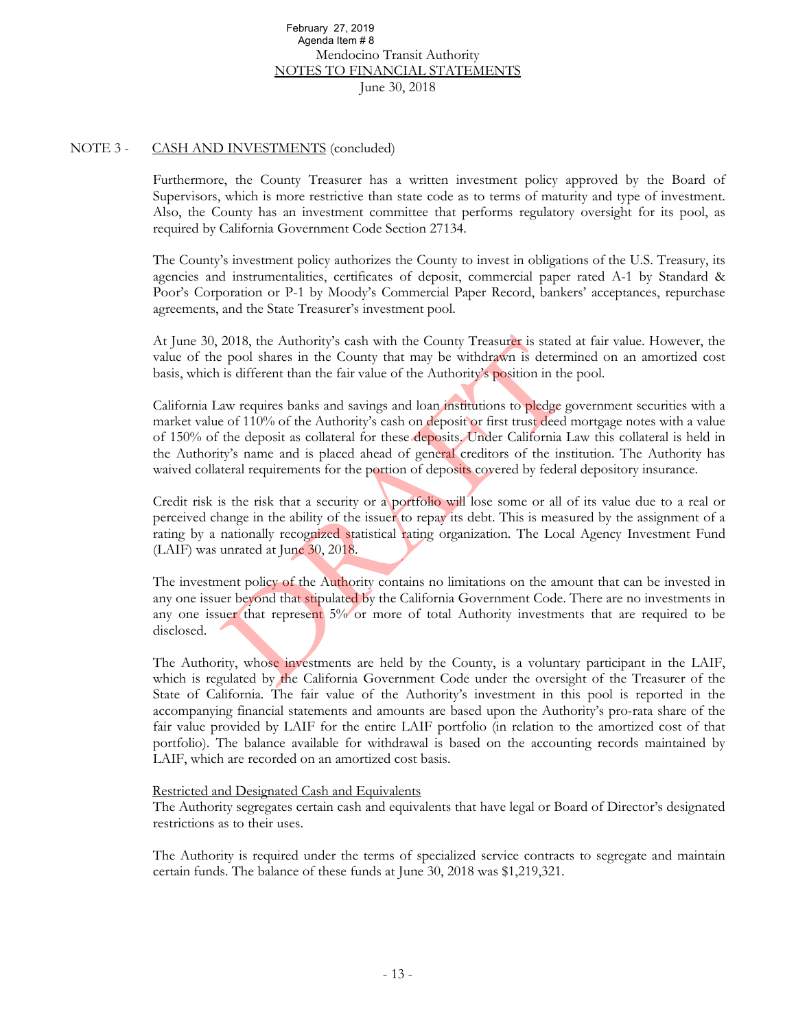NOTE 3 - CASH AND INVESTMENTS (concluded)

Furthermore, the County Treasurer has a written investment policy approved by the Board of Supervisors, which is more restrictive than state code as to terms of maturity and type of investment. Also, the County has an investment committee that performs regulatory oversight for its pool, as required by California Government Code Section 27134.

The County's investment policy authorizes the County to invest in obligations of the U.S. Treasury, its agencies and instrumentalities, certificates of deposit, commercial paper rated A-1 by Standard & Poor's Corporation or P-1 by Moody's Commercial Paper Record, bankers' acceptances, repurchase agreements, and the State Treasurer's investment pool.

At June 30, 2018, the Authority's cash with the County Treasurer is stated at fair value. However, the value of the pool shares in the County that may be withdrawn is determined on an amortized cost basis, which is different than the fair value of the Authority's position in the pool.

California Law requires banks and savings and loan institutions to pledge government securities with a market value of 110% of the Authority's cash on deposit or first trust deed mortgage notes with a value of 150% of the deposit as collateral for these deposits. Under California Law this collateral is held in the Authority's name and is placed ahead of general creditors of the institution. The Authority has waived collateral requirements for the portion of deposits covered by federal depository insurance.

Credit risk is the risk that a security or a portfolio will lose some or all of its value due to a real or perceived change in the ability of the issuer to repay its debt. This is measured by the assignment of a rating by a nationally recognized statistical rating organization. The Local Agency Investment Fund (LAIF) was unrated at June 30, 2018.

The investment policy of the Authority contains no limitations on the amount that can be invested in any one issuer beyond that stipulated by the California Government Code. There are no investments in any one issuer that represent 5% or more of total Authority investments that are required to be disclosed.

The Authority, whose investments are held by the County, is a voluntary participant in the LAIF, which is regulated by the California Government Code under the oversight of the Treasurer of the State of California. The fair value of the Authority's investment in this pool is reported in the accompanying financial statements and amounts are based upon the Authority's pro-rata share of the fair value provided by LAIF for the entire LAIF portfolio (in relation to the amortized cost of that portfolio). The balance available for withdrawal is based on the accounting records maintained by LAIF, which are recorded on an amortized cost basis.

Restricted and Designated Cash and Equivalents

The Authority segregates certain cash and equivalents that have legal or Board of Director's designated restrictions as to their uses.

The Authority is required under the terms of specialized service contracts to segregate and maintain certain funds. The balance of these funds at June 30, 2018 was $1,219,321.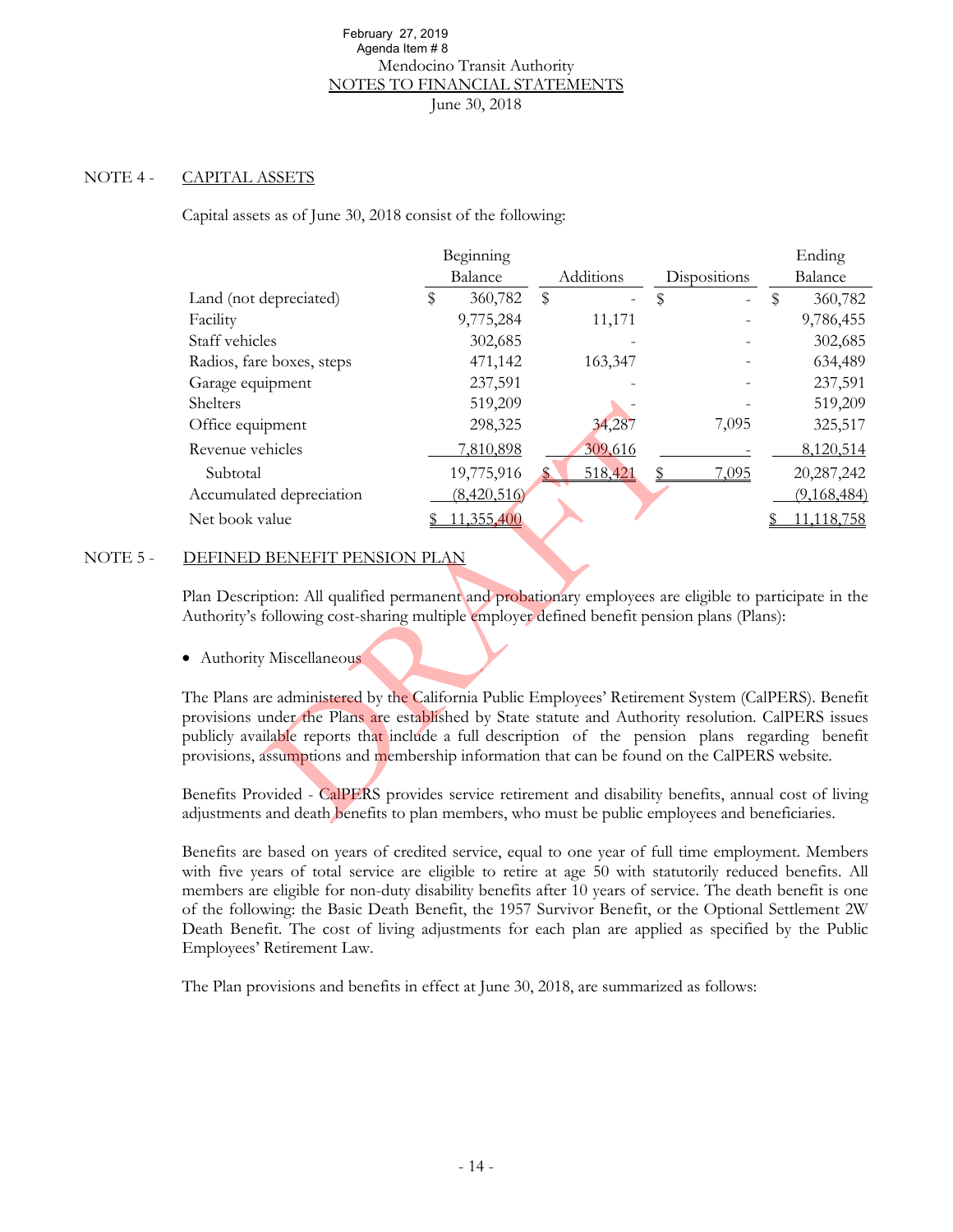February 27, 2019
Agenda Item # 8

Mendocino Transit Authority
NOTES TO FINANCIAL STATEMENTS
June 30, 2018

## NOTE 4 - CAPITAL ASSETS

Capital assets as of June 30, 2018 consist of the following:

| | Beginning Balance | Additions | Dispositions | Ending Balance |
|---|---|---|---|---|
| Land (not depreciated) | $ 360,782 | $ - | $ - | $ 360,782 |
| Facility | 9,775,284 | 11,171 | - | 9,786,455 |
| Staff vehicles | 302,685 | - | - | 302,685 |
| Radios, fare boxes, steps | 471,142 | 163,347 | - | 634,489 |
| Garage equipment | 237,591 | - | - | 237,591 |
| Shelters | 519,209 | - | - | 519,209 |
| Office equipment | 298,325 | 34,287 | 7,095 | 325,517 |
| Revenue vehicles | 7,810,898 | 309,616 | - | 8,120,514 |
| Subtotal | 19,775,916 | $ 518,421 | $ 7,095 | 20,287,242 |
| Accumulated depreciation | (8,420,516) | | | (9,168,484) |
| Net book value | $ 11,355,400 | | | $ 11,118,758 |

## NOTE 5 - DEFINED BENEFIT PENSION PLAN

Plan Description: All qualified permanent and probationary employees are eligible to participate in the Authority's following cost-sharing multiple employer defined benefit pension plans (Plans):

- Authority Miscellaneous

The Plans are administered by the California Public Employees' Retirement System (CalPERS). Benefit provisions under the Plans are established by State statute and Authority resolution. CalPERS issues publicly available reports that include a full description of the pension plans regarding benefit provisions, assumptions and membership information that can be found on the CalPERS website.

Benefits Provided - CalPERS provides service retirement and disability benefits, annual cost of living adjustments and death benefits to plan members, who must be public employees and beneficiaries.

Benefits are based on years of credited service, equal to one year of full time employment. Members with five years of total service are eligible to retire at age 50 with statutorily reduced benefits. All members are eligible for non-duty disability benefits after 10 years of service. The death benefit is one of the following: the Basic Death Benefit, the 1957 Survivor Benefit, or the Optional Settlement 2W Death Benefit. The cost of living adjustments for each plan are applied as specified by the Public Employees' Retirement Law.

The Plan provisions and benefits in effect at June 30, 2018, are summarized as follows: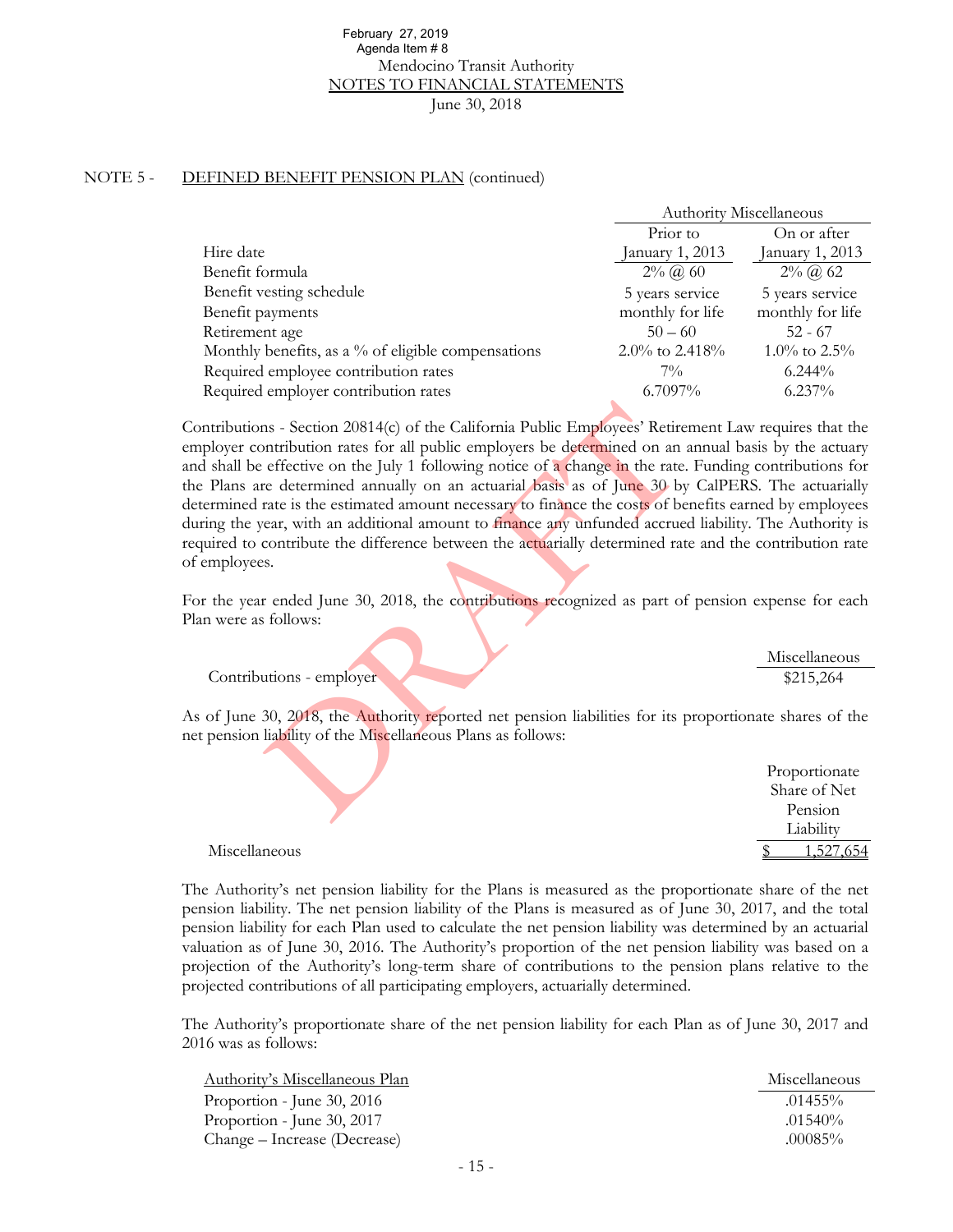## NOTE 5 - DEFINED BENEFIT PENSION PLAN (continued)

| | Authority Miscellaneous | |
|---|---|---|
| Hire date | Prior to January 1, 2013 | On or after January 1, 2013 |
| Benefit formula | 2% @ 60 | 2% @ 62 |
| Benefit vesting schedule | 5 years service | 5 years service |
| Benefit payments | monthly for life | monthly for life |
| Retirement age | 50 – 60 | 52 - 67 |
| Monthly benefits, as a % of eligible compensations | 2.0% to 2.418% | 1.0% to 2.5% |
| Required employee contribution rates | 7% | 6.244% |
| Required employer contribution rates | 6.7097% | 6.237% |

Contributions - Section 20814(c) of the California Public Employees' Retirement Law requires that the employer contribution rates for all public employers be determined on an annual basis by the actuary and shall be effective on the July 1 following notice of a change in the rate. Funding contributions for the Plans are determined annually on an actuarial basis as of June 30 by CalPERS. The actuarially determined rate is the estimated amount necessary to finance the costs of benefits earned by employees during the year, with an additional amount to finance any unfunded accrued liability. The Authority is required to contribute the difference between the actuarially determined rate and the contribution rate of employees.

For the year ended June 30, 2018, the contributions recognized as part of pension expense for each Plan were as follows:

| | Miscellaneous |
|---|---|
| Contributions - employer | $215,264 |

As of June 30, 2018, the Authority reported net pension liabilities for its proportionate shares of the net pension liability of the Miscellaneous Plans as follows:

| | Proportionate Share of Net Pension Liability |
|---|---|
| Miscellaneous | $ 1,527,654 |

The Authority's net pension liability for the Plans is measured as the proportionate share of the net pension liability. The net pension liability of the Plans is measured as of June 30, 2017, and the total pension liability for each Plan used to calculate the net pension liability was determined by an actuarial valuation as of June 30, 2016. The Authority's proportion of the net pension liability was based on a projection of the Authority's long-term share of contributions to the pension plans relative to the projected contributions of all participating employers, actuarially determined.

The Authority's proportionate share of the net pension liability for each Plan as of June 30, 2017 and 2016 was as follows:

| Authority's Miscellaneous Plan | Miscellaneous |
|---|---|
| Proportion - June 30, 2016 | .01455% |
| Proportion - June 30, 2017 | .01540% |
| Change – Increase (Decrease) | .00085% |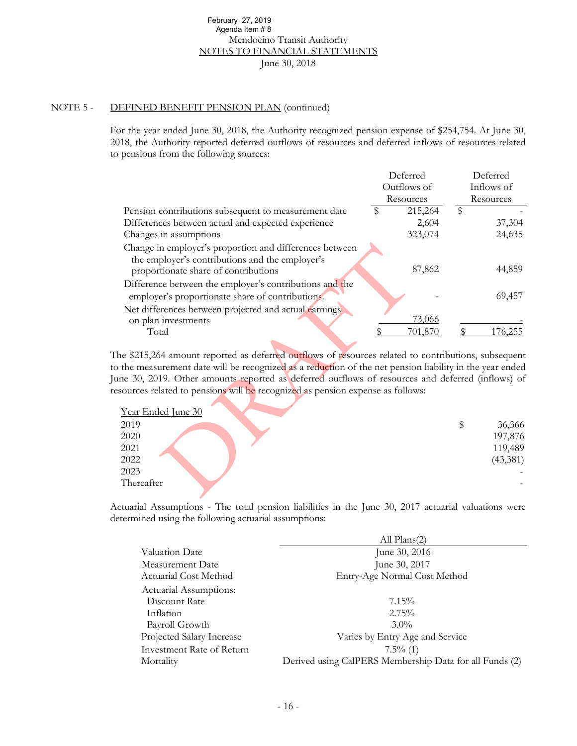NOTE 5 - DEFINED BENEFIT PENSION PLAN (continued)

For the year ended June 30, 2018, the Authority recognized pension expense of $254,754. At June 30, 2018, the Authority reported deferred outflows of resources and deferred inflows of resources related to pensions from the following sources:

| | Deferred Outflows of Resources | Deferred Inflows of Resources |
|---|---|---|
| Pension contributions subsequent to measurement date | $ 215,264 | $ - |
| Differences between actual and expected experience | 2,604 | 37,304 |
| Changes in assumptions | 323,074 | 24,635 |
| Change in employer's proportion and differences between the employer's contributions and the employer's proportionate share of contributions | 87,862 | 44,859 |
| Difference between the employer's contributions and the employer's proportionate share of contributions. | - | 69,457 |
| Net differences between projected and actual earnings on plan investments | 73,066 | - |
| Total | $ 701,870 | $ 176,255 |

The $215,264 amount reported as deferred outflows of resources related to contributions, subsequent to the measurement date will be recognized as a reduction of the net pension liability in the year ended June 30, 2019. Other amounts reported as deferred outflows of resources and deferred (inflows) of resources related to pensions will be recognized as pension expense as follows:

| Year Ended June 30 | |
|---|---|
| 2019 | $ 36,366 |
| 2020 | 197,876 |
| 2021 | 119,489 |
| 2022 | (43,381) |
| 2023 | - |
| Thereafter | - |

Actuarial Assumptions - The total pension liabilities in the June 30, 2017 actuarial valuations were determined using the following actuarial assumptions:

| | All Plans(2) |
|---|---|
| Valuation Date | June 30, 2016 |
| Measurement Date | June 30, 2017 |
| Actuarial Cost Method | Entry-Age Normal Cost Method |
| Actuarial Assumptions: | |
| Discount Rate | 7.15% |
| Inflation | 2.75% |
| Payroll Growth | 3.0% |
| Projected Salary Increase | Varies by Entry Age and Service |
| Investment Rate of Return | 7.5% (1) |
| Mortality | Derived using CalPERS Membership Data for all Funds (2) |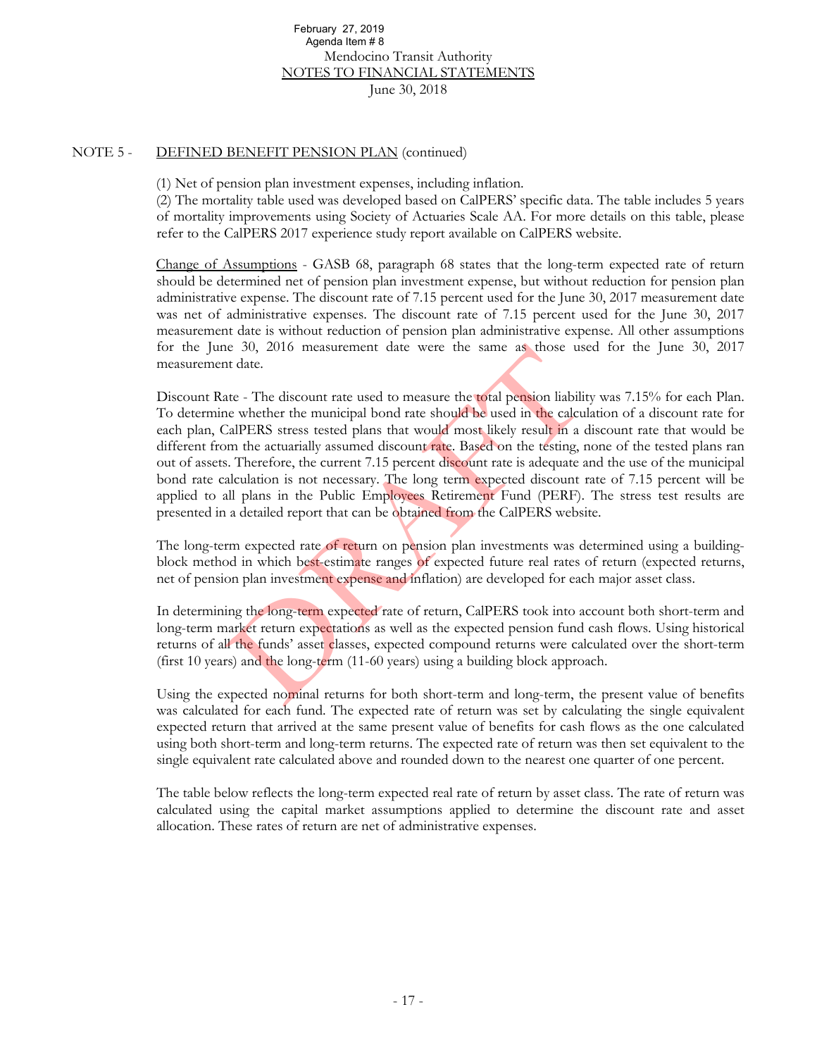Mendocino Transit Authority
NOTES TO FINANCIAL STATEMENTS
June 30, 2018

NOTE 5 - DEFINED BENEFIT PENSION PLAN (continued)

(1) Net of pension plan investment expenses, including inflation.
(2) The mortality table used was developed based on CalPERS' specific data. The table includes 5 years of mortality improvements using Society of Actuaries Scale AA. For more details on this table, please refer to the CalPERS 2017 experience study report available on CalPERS website.

Change of Assumptions - GASB 68, paragraph 68 states that the long-term expected rate of return should be determined net of pension plan investment expense, but without reduction for pension plan administrative expense. The discount rate of 7.15 percent used for the June 30, 2017 measurement date was net of administrative expenses. The discount rate of 7.15 percent used for the June 30, 2017 measurement date is without reduction of pension plan administrative expense. All other assumptions for the June 30, 2016 measurement date were the same as those used for the June 30, 2017 measurement date.

Discount Rate - The discount rate used to measure the total pension liability was 7.15% for each Plan. To determine whether the municipal bond rate should be used in the calculation of a discount rate for each plan, CalPERS stress tested plans that would most likely result in a discount rate that would be different from the actuarially assumed discount rate. Based on the testing, none of the tested plans ran out of assets. Therefore, the current 7.15 percent discount rate is adequate and the use of the municipal bond rate calculation is not necessary. The long term expected discount rate of 7.15 percent will be applied to all plans in the Public Employees Retirement Fund (PERF). The stress test results are presented in a detailed report that can be obtained from the CalPERS website.

The long-term expected rate of return on pension plan investments was determined using a building-block method in which best-estimate ranges of expected future real rates of return (expected returns, net of pension plan investment expense and inflation) are developed for each major asset class.

In determining the long-term expected rate of return, CalPERS took into account both short-term and long-term market return expectations as well as the expected pension fund cash flows. Using historical returns of all the funds' asset classes, expected compound returns were calculated over the short-term (first 10 years) and the long-term (11-60 years) using a building block approach.

Using the expected nominal returns for both short-term and long-term, the present value of benefits was calculated for each fund. The expected rate of return was set by calculating the single equivalent expected return that arrived at the same present value of benefits for cash flows as the one calculated using both short-term and long-term returns. The expected rate of return was then set equivalent to the single equivalent rate calculated above and rounded down to the nearest one quarter of one percent.

The table below reflects the long-term expected real rate of return by asset class. The rate of return was calculated using the capital market assumptions applied to determine the discount rate and asset allocation. These rates of return are net of administrative expenses.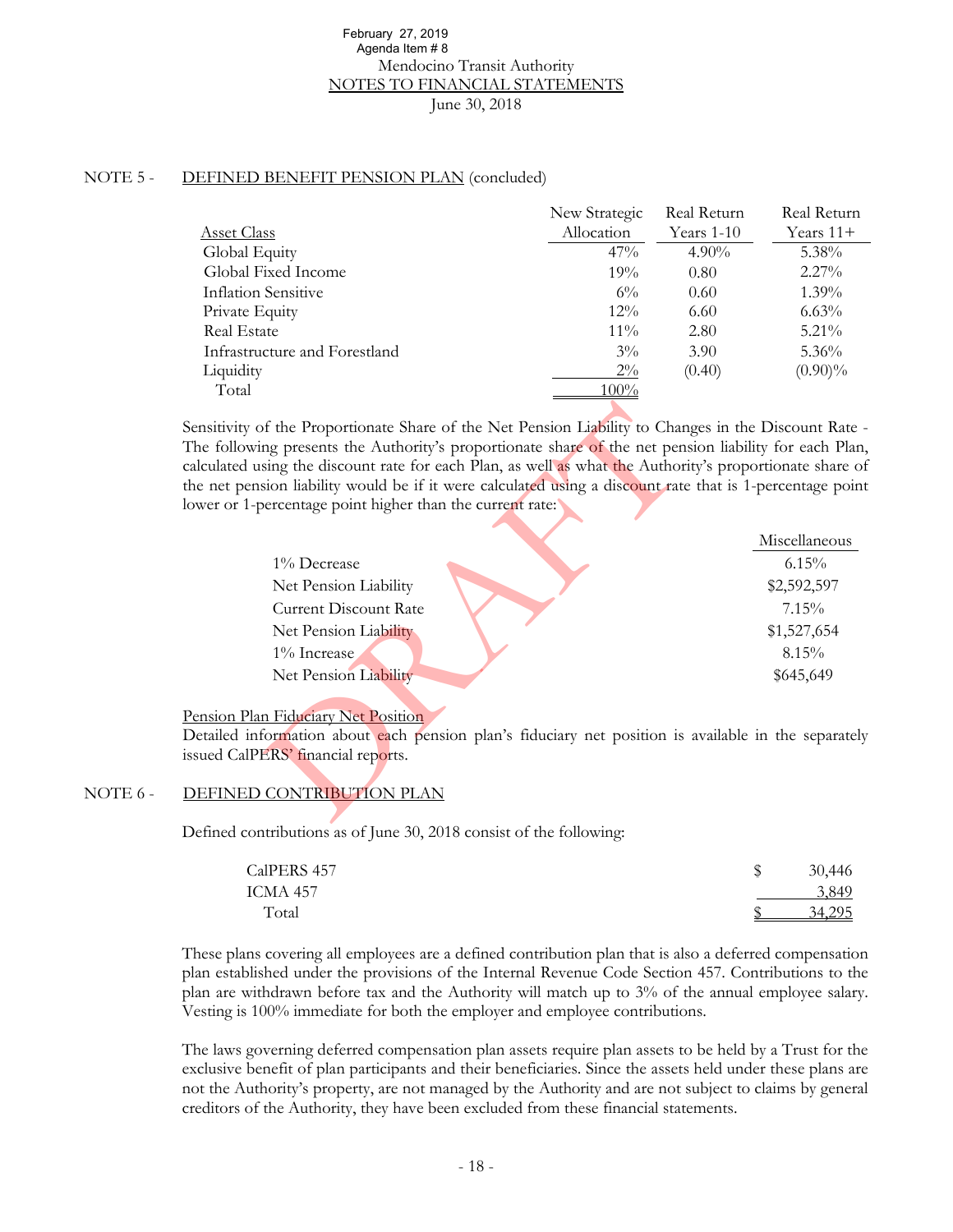February 27, 2019
Agenda Item # 8

Mendocino Transit Authority
NOTES TO FINANCIAL STATEMENTS
June 30, 2018

## NOTE 5 - DEFINED BENEFIT PENSION PLAN (concluded)

| Asset Class | New Strategic Allocation | Real Return Years 1-10 | Real Return Years 11+ |
|---|---|---|---|
| Global Equity | 47% | 4.90% | 5.38% |
| Global Fixed Income | 19% | 0.80 | 2.27% |
| Inflation Sensitive | 6% | 0.60 | 1.39% |
| Private Equity | 12% | 6.60 | 6.63% |
| Real Estate | 11% | 2.80 | 5.21% |
| Infrastructure and Forestland | 3% | 3.90 | 5.36% |
| Liquidity | 2% | (0.40) | (0.90)% |
| Total | 100% | | |

Sensitivity of the Proportionate Share of the Net Pension Liability to Changes in the Discount Rate - The following presents the Authority's proportionate share of the net pension liability for each Plan, calculated using the discount rate for each Plan, as well as what the Authority's proportionate share of the net pension liability would be if it were calculated using a discount rate that is 1-percentage point lower or 1-percentage point higher than the current rate:

| | Miscellaneous |
|---|---|
| 1% Decrease | 6.15% |
| Net Pension Liability | $2,592,597 |
| Current Discount Rate | 7.15% |
| Net Pension Liability | $1,527,654 |
| 1% Increase | 8.15% |
| Net Pension Liability | $645,649 |

Pension Plan Fiduciary Net Position

Detailed information about each pension plan's fiduciary net position is available in the separately issued CalPERS' financial reports.

## NOTE 6 - DEFINED CONTRIBUTION PLAN

Defined contributions as of June 30, 2018 consist of the following:

| | |
|---|---|
| CalPERS 457 | $ 30,446 |
| ICMA 457 | 3,849 |
| Total | $ 34,295 |

These plans covering all employees are a defined contribution plan that is also a deferred compensation plan established under the provisions of the Internal Revenue Code Section 457. Contributions to the plan are withdrawn before tax and the Authority will match up to 3% of the annual employee salary. Vesting is 100% immediate for both the employer and employee contributions.

The laws governing deferred compensation plan assets require plan assets to be held by a Trust for the exclusive benefit of plan participants and their beneficiaries. Since the assets held under these plans are not the Authority's property, are not managed by the Authority and are not subject to claims by general creditors of the Authority, they have been excluded from these financial statements.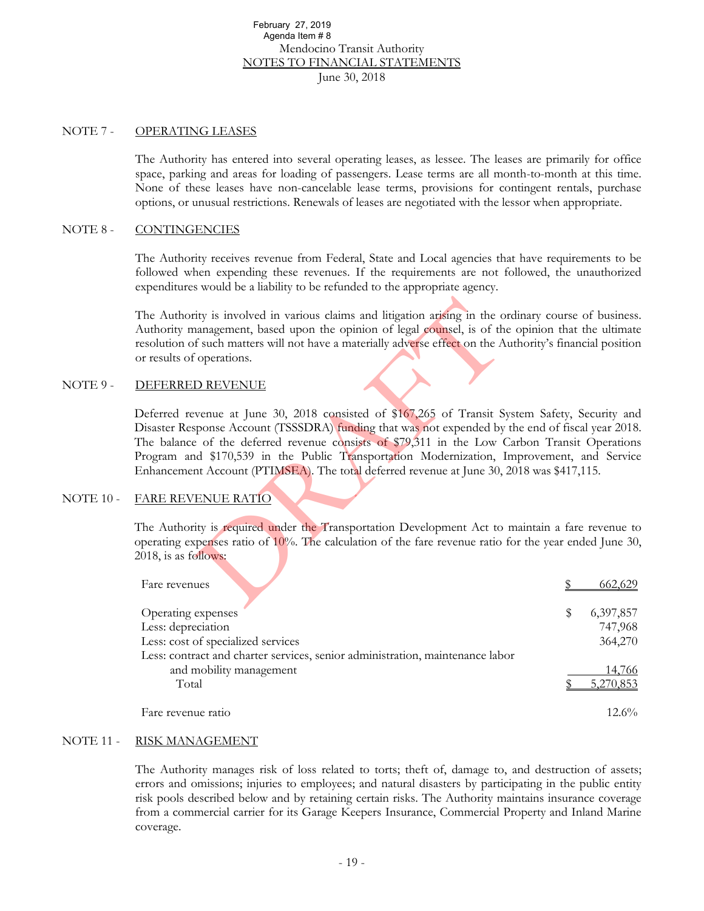February 27, 2019
Agenda Item # 8

Mendocino Transit Authority
NOTES TO FINANCIAL STATEMENTS
June 30, 2018

## NOTE 7 - OPERATING LEASES

The Authority has entered into several operating leases, as lessee. The leases are primarily for office space, parking and areas for loading of passengers. Lease terms are all month-to-month at this time. None of these leases have non-cancelable lease terms, provisions for contingent rentals, purchase options, or unusual restrictions. Renewals of leases are negotiated with the lessor when appropriate.

## NOTE 8 - CONTINGENCIES

The Authority receives revenue from Federal, State and Local agencies that have requirements to be followed when expending these revenues. If the requirements are not followed, the unauthorized expenditures would be a liability to be refunded to the appropriate agency.

The Authority is involved in various claims and litigation arising in the ordinary course of business. Authority management, based upon the opinion of legal counsel, is of the opinion that the ultimate resolution of such matters will not have a materially adverse effect on the Authority's financial position or results of operations.

## NOTE 9 - DEFERRED REVENUE

Deferred revenue at June 30, 2018 consisted of $167,265 of Transit System Safety, Security and Disaster Response Account (TSSSDRA) funding that was not expended by the end of fiscal year 2018. The balance of the deferred revenue consists of $79,311 in the Low Carbon Transit Operations Program and $170,539 in the Public Transportation Modernization, Improvement, and Service Enhancement Account (PTIMSEA). The total deferred revenue at June 30, 2018 was $417,115.

## NOTE 10 - FARE REVENUE RATIO

The Authority is required under the Transportation Development Act to maintain a fare revenue to operating expenses ratio of 10%. The calculation of the fare revenue ratio for the year ended June 30, 2018, is as follows:

| | |
|---|---|
| Fare revenues | $ 662,629 |
| | |
| Operating expenses | $ 6,397,857 |
| Less: depreciation | 747,968 |
| Less: cost of specialized services | 364,270 |
| Less: contract and charter services, senior administration, maintenance labor and mobility management | 14,766 |
| Total | $ 5,270,853 |
| | |
| Fare revenue ratio | 12.6% |

## NOTE 11 - RISK MANAGEMENT

The Authority manages risk of loss related to torts; theft of, damage to, and destruction of assets; errors and omissions; injuries to employees; and natural disasters by participating in the public entity risk pools described below and by retaining certain risks. The Authority maintains insurance coverage from a commercial carrier for its Garage Keepers Insurance, Commercial Property and Inland Marine coverage.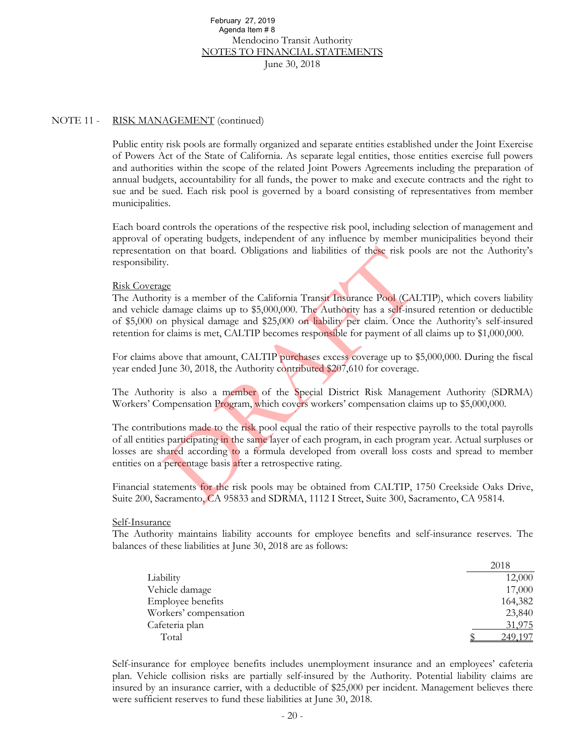## NOTE 11 - RISK MANAGEMENT (continued)

Public entity risk pools are formally organized and separate entities established under the Joint Exercise of Powers Act of the State of California. As separate legal entities, those entities exercise full powers and authorities within the scope of the related Joint Powers Agreements including the preparation of annual budgets, accountability for all funds, the power to make and execute contracts and the right to sue and be sued. Each risk pool is governed by a board consisting of representatives from member municipalities.

Each board controls the operations of the respective risk pool, including selection of management and approval of operating budgets, independent of any influence by member municipalities beyond their representation on that board. Obligations and liabilities of these risk pools are not the Authority's responsibility.

### Risk Coverage

The Authority is a member of the California Transit Insurance Pool (CALTIP), which covers liability and vehicle damage claims up to $5,000,000. The Authority has a self-insured retention or deductible of $5,000 on physical damage and $25,000 on liability per claim. Once the Authority's self-insured retention for claims is met, CALTIP becomes responsible for payment of all claims up to $1,000,000.

For claims above that amount, CALTIP purchases excess coverage up to $5,000,000. During the fiscal year ended June 30, 2018, the Authority contributed $207,610 for coverage.

The Authority is also a member of the Special District Risk Management Authority (SDRMA) Workers' Compensation Program, which covers workers' compensation claims up to $5,000,000.

The contributions made to the risk pool equal the ratio of their respective payrolls to the total payrolls of all entities participating in the same layer of each program, in each program year. Actual surpluses or losses are shared according to a formula developed from overall loss costs and spread to member entities on a percentage basis after a retrospective rating.

Financial statements for the risk pools may be obtained from CALTIP, 1750 Creekside Oaks Drive, Suite 200, Sacramento, CA 95833 and SDRMA, 1112 I Street, Suite 300, Sacramento, CA 95814.

### Self-Insurance

The Authority maintains liability accounts for employee benefits and self-insurance reserves. The balances of these liabilities at June 30, 2018 are as follows:

| | 2018 |
|---|---|
| Liability | 12,000 |
| Vehicle damage | 17,000 |
| Employee benefits | 164,382 |
| Workers' compensation | 23,840 |
| Cafeteria plan | 31,975 |
| Total | $ 249,197 |

Self-insurance for employee benefits includes unemployment insurance and an employees' cafeteria plan. Vehicle collision risks are partially self-insured by the Authority. Potential liability claims are insured by an insurance carrier, with a deductible of $25,000 per incident. Management believes there were sufficient reserves to fund these liabilities at June 30, 2018.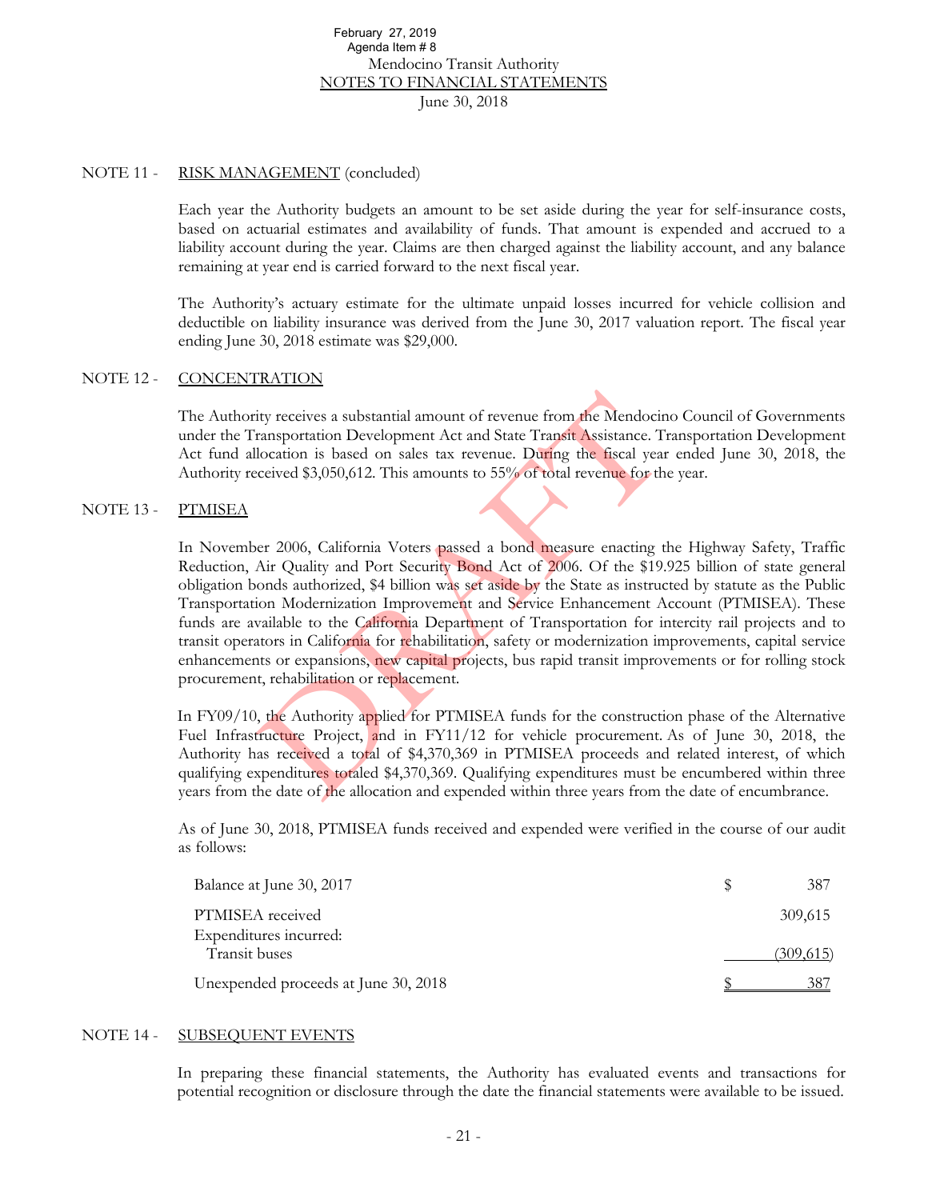February 27, 2019
Agenda Item # 8

Mendocino Transit Authority
NOTES TO FINANCIAL STATEMENTS
June 30, 2018

NOTE 11 - RISK MANAGEMENT (concluded)

Each year the Authority budgets an amount to be set aside during the year for self-insurance costs, based on actuarial estimates and availability of funds. That amount is expended and accrued to a liability account during the year. Claims are then charged against the liability account, and any balance remaining at year end is carried forward to the next fiscal year.

The Authority's actuary estimate for the ultimate unpaid losses incurred for vehicle collision and deductible on liability insurance was derived from the June 30, 2017 valuation report. The fiscal year ending June 30, 2018 estimate was $29,000.

NOTE 12 - CONCENTRATION

The Authority receives a substantial amount of revenue from the Mendocino Council of Governments under the Transportation Development Act and State Transit Assistance. Transportation Development Act fund allocation is based on sales tax revenue. During the fiscal year ended June 30, 2018, the Authority received $3,050,612. This amounts to 55% of total revenue for the year.

NOTE 13 - PTMISEA

In November 2006, California Voters passed a bond measure enacting the Highway Safety, Traffic Reduction, Air Quality and Port Security Bond Act of 2006. Of the $19.925 billion of state general obligation bonds authorized, $4 billion was set aside by the State as instructed by statute as the Public Transportation Modernization Improvement and Service Enhancement Account (PTMISEA). These funds are available to the California Department of Transportation for intercity rail projects and to transit operators in California for rehabilitation, safety or modernization improvements, capital service enhancements or expansions, new capital projects, bus rapid transit improvements or for rolling stock procurement, rehabilitation or replacement.

In FY09/10, the Authority applied for PTMISEA funds for the construction phase of the Alternative Fuel Infrastructure Project, and in FY11/12 for vehicle procurement. As of June 30, 2018, the Authority has received a total of $4,370,369 in PTMISEA proceeds and related interest, of which qualifying expenditures totaled $4,370,369. Qualifying expenditures must be encumbered within three years from the date of the allocation and expended within three years from the date of encumbrance.

As of June 30, 2018, PTMISEA funds received and expended were verified in the course of our audit as follows:

| | |
|---|---|
| Balance at June 30, 2017 | $ 387 |
| PTMISEA received | 309,615 |
| Expenditures incurred: | |
| Transit buses | (309,615) |
| Unexpended proceeds at June 30, 2018 | $ 387 |

NOTE 14 - SUBSEQUENT EVENTS

In preparing these financial statements, the Authority has evaluated events and transactions for potential recognition or disclosure through the date the financial statements were available to be issued.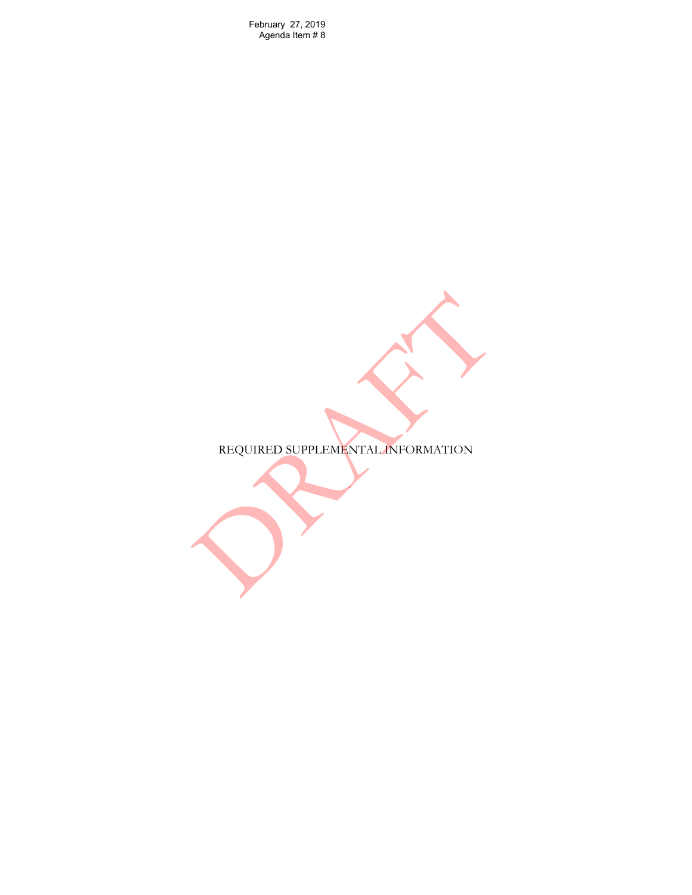# REQUIRED SUPPLEMENTAL INFORMATION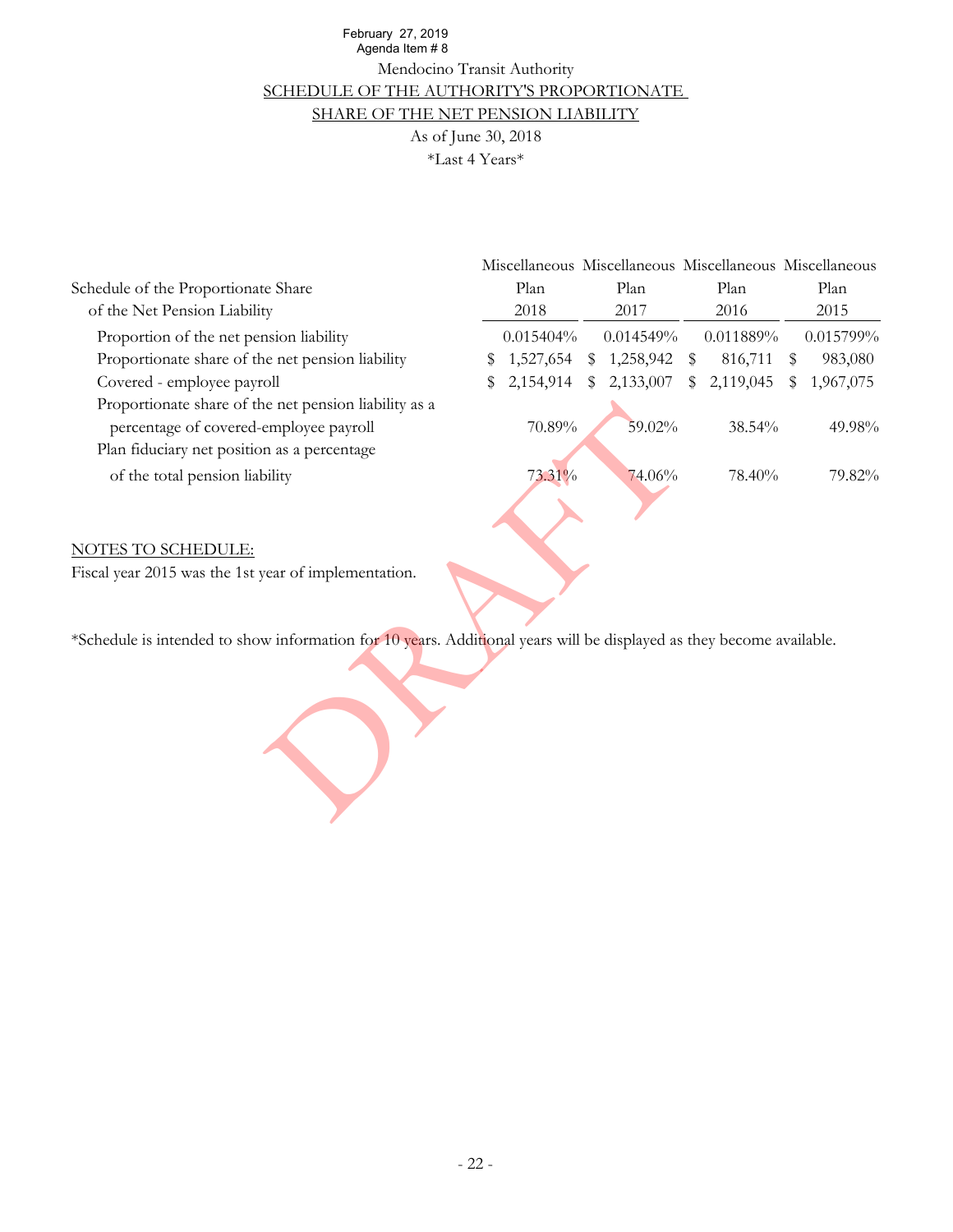February 27, 2019
Agenda Item # 8

# Mendocino Transit Authority

## SCHEDULE OF THE AUTHORITY'S PROPORTIONATE SHARE OF THE NET PENSION LIABILITY

As of June 30, 2018

*Last 4 Years*

| Schedule of the Proportionate Share of the Net Pension Liability | Miscellaneous Plan 2018 | Miscellaneous Plan 2017 | Miscellaneous Plan 2016 | Miscellaneous Plan 2015 |
|---|---|---|---|---|
| Proportion of the net pension liability | 0.015404% | 0.014549% | 0.011889% | 0.015799% |
| Proportionate share of the net pension liability | $ 1,527,654 | $ 1,258,942 | $ 816,711 | $ 983,080 |
| Covered - employee payroll | $ 2,154,914 | $ 2,133,007 | $ 2,119,045 | $ 1,967,075 |
| Proportionate share of the net pension liability as a percentage of covered-employee payroll | 70.89% | 59.02% | 38.54% | 49.98% |
| Plan fiduciary net position as a percentage of the total pension liability | 73.31% | 74.06% | 78.40% | 79.82% |

NOTES TO SCHEDULE:

Fiscal year 2015 was the 1st year of implementation.

*Schedule is intended to show information for 10 years. Additional years will be displayed as they become available.

DRAFT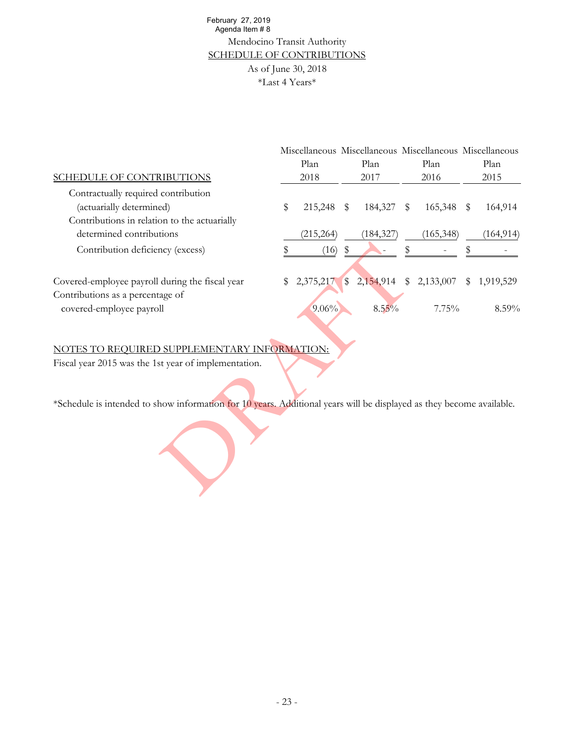February 27, 2019
Agenda Item # 8

# Mendocino Transit Authority

## SCHEDULE OF CONTRIBUTIONS

As of June 30, 2018

*Last 4 Years*

| SCHEDULE OF CONTRIBUTIONS | Miscellaneous Plan 2018 | Miscellaneous Plan 2017 | Miscellaneous Plan 2016 | Miscellaneous Plan 2015 |
|---|---|---|---|---|
| Contractually required contribution (actuarially determined) | $ 215,248 | $ 184,327 | $ 165,348 | $ 164,914 |
| Contributions in relation to the actuarially determined contributions | (215,264) | (184,327) | (165,348) | (164,914) |
| Contribution deficiency (excess) | $ (16) | $ - | $ - | $ - |
| Covered-employee payroll during the fiscal year | $ 2,375,217 | $ 2,154,914 | $ 2,133,007 | $ 1,919,529 |
| Contributions as a percentage of covered-employee payroll | 9.06% | 8.55% | 7.75% | 8.59% |

NOTES TO REQUIRED SUPPLEMENTARY INFORMATION:

Fiscal year 2015 was the 1st year of implementation.

*Schedule is intended to show information for 10 years. Additional years will be displayed as they become available.

DRAFT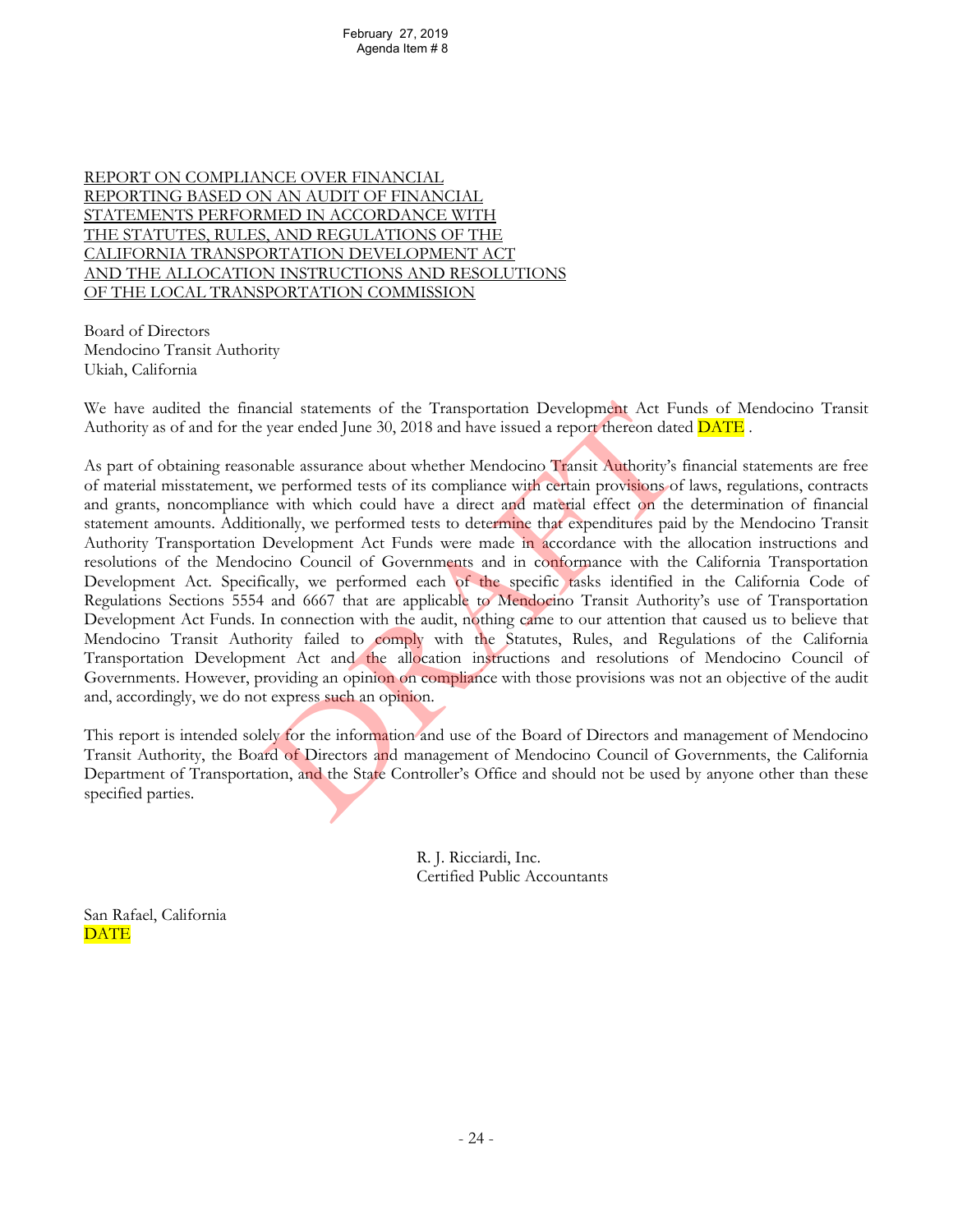February 27, 2019
Agenda Item # 8

REPORT ON COMPLIANCE OVER FINANCIAL REPORTING BASED ON AN AUDIT OF FINANCIAL STATEMENTS PERFORMED IN ACCORDANCE WITH THE STATUTES, RULES, AND REGULATIONS OF THE CALIFORNIA TRANSPORTATION DEVELOPMENT ACT AND THE ALLOCATION INSTRUCTIONS AND RESOLUTIONS OF THE LOCAL TRANSPORTATION COMMISSION

Board of Directors
Mendocino Transit Authority
Ukiah, California

We have audited the financial statements of the Transportation Development Act Funds of Mendocino Transit Authority as of and for the year ended June 30, 2018 and have issued a report thereon dated DATE .

As part of obtaining reasonable assurance about whether Mendocino Transit Authority's financial statements are free of material misstatement, we performed tests of its compliance with certain provisions of laws, regulations, contracts and grants, noncompliance with which could have a direct and material effect on the determination of financial statement amounts. Additionally, we performed tests to determine that expenditures paid by the Mendocino Transit Authority Transportation Development Act Funds were made in accordance with the allocation instructions and resolutions of the Mendocino Council of Governments and in conformance with the California Transportation Development Act. Specifically, we performed each of the specific tasks identified in the California Code of Regulations Sections 5554 and 6667 that are applicable to Mendocino Transit Authority's use of Transportation Development Act Funds. In connection with the audit, nothing came to our attention that caused us to believe that Mendocino Transit Authority failed to comply with the Statutes, Rules, and Regulations of the California Transportation Development Act and the allocation instructions and resolutions of Mendocino Council of Governments. However, providing an opinion on compliance with those provisions was not an objective of the audit and, accordingly, we do not express such an opinion.

This report is intended solely for the information and use of the Board of Directors and management of Mendocino Transit Authority, the Board of Directors and management of Mendocino Council of Governments, the California Department of Transportation, and the State Controller's Office and should not be used by anyone other than these specified parties.

R. J. Ricciardi, Inc.
Certified Public Accountants

San Rafael, California
DATE

DRAFT